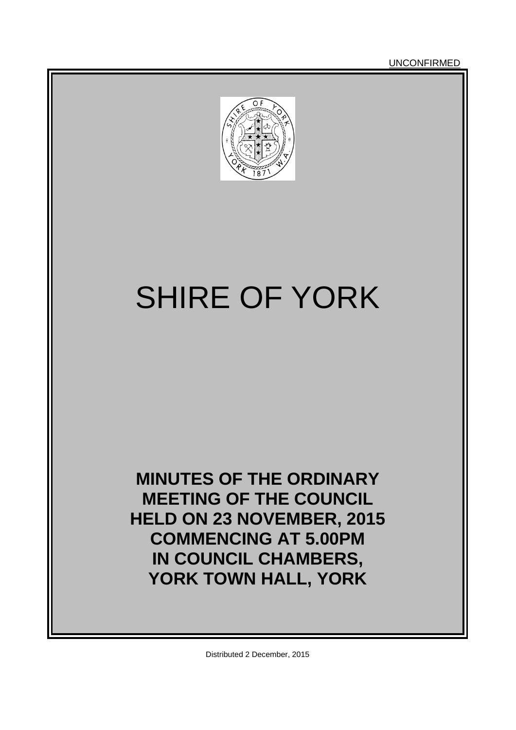UNCONFIRMED

# SHIRE OF YORK

**MINUTES OF THE ORDINARY MEETING OF THE COUNCIL HELD ON 23 NOVEMBER, 2015 COMMENCING AT 5.00PM IN COUNCIL CHAMBERS, YORK TOWN HALL, YORK**

Distributed 2 December, 2015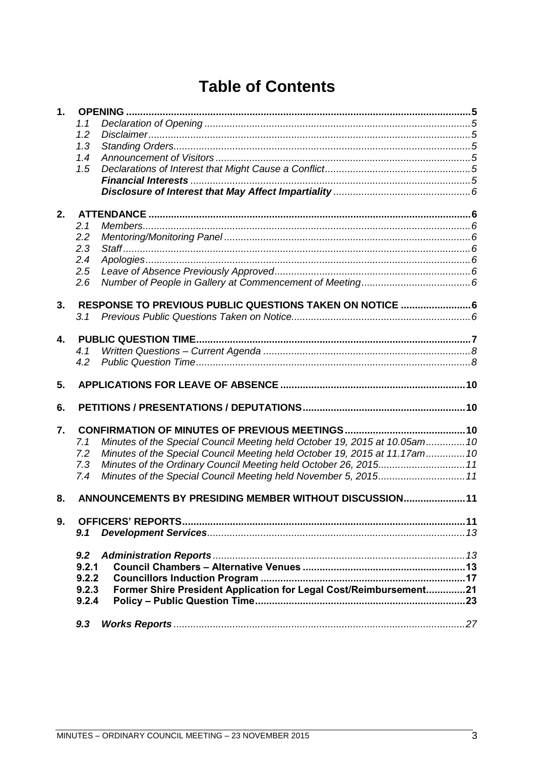# Table of Contents

**1. OPENING .......................................................................................................................5**

- *1.1 Declaration of Opening ..............................................................................................5*
- *1.2 Disclaimer...................................................................................................................5*
- *1.3 Standing Orders...........................................................................................................5*
- *1.4 Announcement of Visitors ..........................................................................................5*
- *1.5 Declarations of Interest that Might Cause a Conflict...................................................5*
  - ***Financial Interests** .......................................................................................................5*
  - ***Disclosure of Interest that May Affect Impartiality** ................................................6*

**2. ATTENDANCE ..............................................................................................................6**

- *2.1 Members......................................................................................................................6*
- *2.2 Mentoring/Monitoring Panel .......................................................................................6*
- *2.3 Staff.............................................................................................................................6*
- *2.4 Apologies.....................................................................................................................6*
- *2.5 Leave of Absence Previously Approved......................................................................6*
- *2.6 Number of People in Gallery at Commencement of Meeting.......................................6*

**3. RESPONSE TO PREVIOUS PUBLIC QUESTIONS TAKEN ON NOTICE ........................6**

- *3.1 Previous Public Questions Taken on Notice................................................................6*

**4. PUBLIC QUESTION TIME.............................................................................................7**

- *4.1 Written Questions – Current Agenda ..........................................................................8*
- *4.2 Public Question Time...................................................................................................8*

**5. APPLICATIONS FOR LEAVE OF ABSENCE ..............................................................10**

**6. PETITIONS / PRESENTATIONS / DEPUTATIONS.......................................................10**

**7. CONFIRMATION OF MINUTES OF PREVIOUS MEETINGS..........................................10**

- *7.1 Minutes of the Special Council Meeting held October 19, 2015 at 10.05am..............10*
- *7.2 Minutes of the Special Council Meeting held October 19, 2015 at 11.17am..............10*
- *7.3 Minutes of the Ordinary Council Meeting held October 26, 2015...............................11*
- *7.4 Minutes of the Special Council Meeting held November 5, 2015...............................11*

**8. ANNOUNCEMENTS BY PRESIDING MEMBER WITHOUT DISCUSSION......................11**

**9. OFFICERS' REPORTS..................................................................................................11**

- ***9.1 Development Services**.............................................................................................13*
- ***9.2 Administration Reports**..........................................................................................13*
  - **9.2.1 Council Chambers – Alternative Venues .........................................................13**
  - **9.2.2 Councillors Induction Program ........................................................................17**
  - **9.2.3 Former Shire President Application for Legal Cost/Reimbursement..............21**
  - **9.2.4 Policy – Public Question Time..........................................................................23**
- ***9.3 Works Reports** ........................................................................................................27*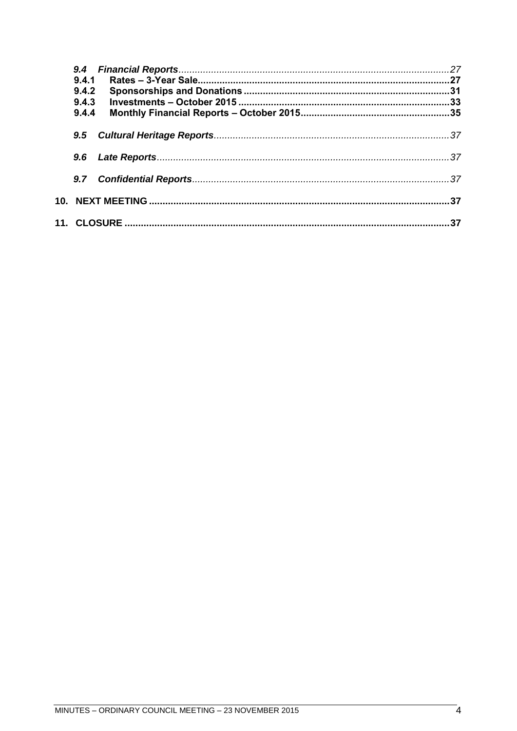*9.4 **Financial Reports***...................................................................................................27

**9.4.1 Rates – 3-Year Sale............................................................................................27**

**9.4.2 Sponsorships and Donations...........................................................................31**

**9.4.3 Investments – October 2015.............................................................................33**

**9.4.4 Monthly Financial Reports – October 2015......................................................35**

*9.5 **Cultural Heritage Reports***......................................................................................37

*9.6 **Late Reports***..........................................................................................................37

*9.7 **Confidential Reports***..............................................................................................37

**10. NEXT MEETING..............................................................................................................37**

**11. CLOSURE.......................................................................................................................37**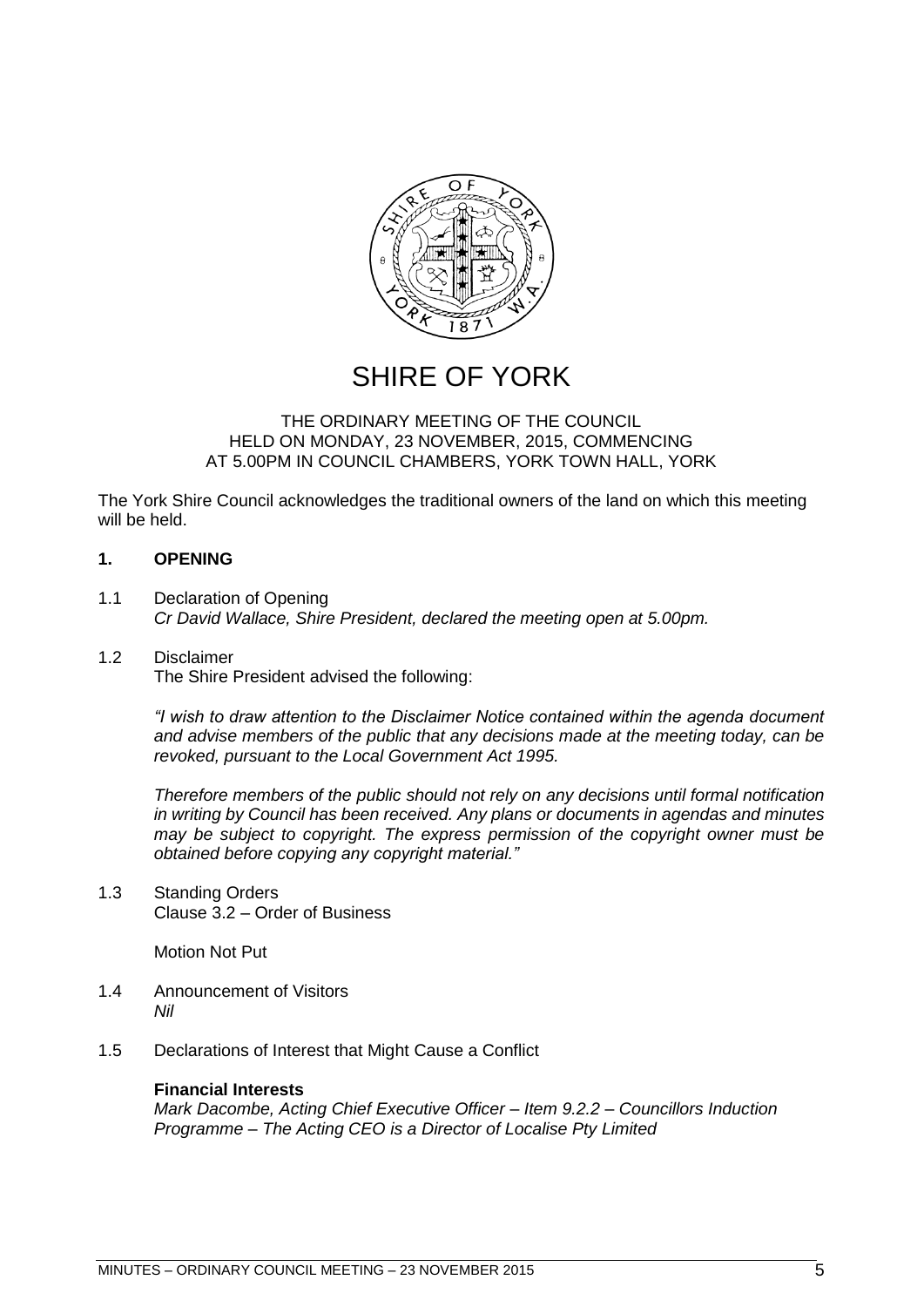# SHIRE OF YORK

THE ORDINARY MEETING OF THE COUNCIL
HELD ON MONDAY, 23 NOVEMBER, 2015, COMMENCING
AT 5.00PM IN COUNCIL CHAMBERS, YORK TOWN HALL, YORK

The York Shire Council acknowledges the traditional owners of the land on which this meeting will be held.

## 1. OPENING

1.1 Declaration of Opening
*Cr David Wallace, Shire President, declared the meeting open at 5.00pm.*

1.2 Disclaimer
The Shire President advised the following:

*"I wish to draw attention to the Disclaimer Notice contained within the agenda document and advise members of the public that any decisions made at the meeting today, can be revoked, pursuant to the Local Government Act 1995.*

*Therefore members of the public should not rely on any decisions until formal notification in writing by Council has been received. Any plans or documents in agendas and minutes may be subject to copyright. The express permission of the copyright owner must be obtained before copying any copyright material."*

1.3 Standing Orders
Clause 3.2 – Order of Business

Motion Not Put

1.4 Announcement of Visitors
*Nil*

1.5 Declarations of Interest that Might Cause a Conflict

**Financial Interests**
*Mark Dacombe, Acting Chief Executive Officer – Item 9.2.2 – Councillors Induction Programme – The Acting CEO is a Director of Localise Pty Limited*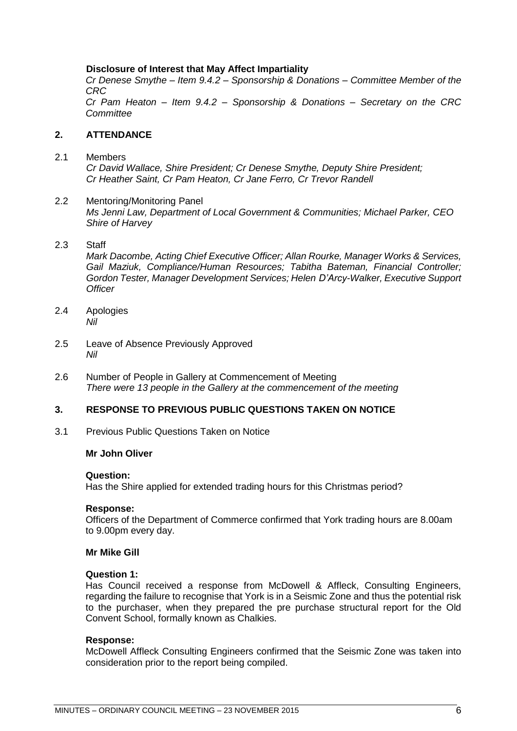**Disclosure of Interest that May Affect Impartiality**

*Cr Denese Smythe – Item 9.4.2 – Sponsorship & Donations – Committee Member of the CRC*

*Cr Pam Heaton – Item 9.4.2 – Sponsorship & Donations – Secretary on the CRC Committee*

## 2. ATTENDANCE

2.1 Members

*Cr David Wallace, Shire President; Cr Denese Smythe, Deputy Shire President; Cr Heather Saint, Cr Pam Heaton, Cr Jane Ferro, Cr Trevor Randell*

2.2 Mentoring/Monitoring Panel

*Ms Jenni Law, Department of Local Government & Communities; Michael Parker, CEO Shire of Harvey*

2.3 Staff

*Mark Dacombe, Acting Chief Executive Officer; Allan Rourke, Manager Works & Services, Gail Maziuk, Compliance/Human Resources; Tabitha Bateman, Financial Controller; Gordon Tester, Manager Development Services; Helen D'Arcy-Walker, Executive Support Officer*

2.4 Apologies

*Nil*

2.5 Leave of Absence Previously Approved

*Nil*

2.6 Number of People in Gallery at Commencement of Meeting

*There were 13 people in the Gallery at the commencement of the meeting*

## 3. RESPONSE TO PREVIOUS PUBLIC QUESTIONS TAKEN ON NOTICE

3.1 Previous Public Questions Taken on Notice

**Mr John Oliver**

**Question:**

Has the Shire applied for extended trading hours for this Christmas period?

**Response:**

Officers of the Department of Commerce confirmed that York trading hours are 8.00am to 9.00pm every day.

**Mr Mike Gill**

**Question 1:**

Has Council received a response from McDowell & Affleck, Consulting Engineers, regarding the failure to recognise that York is in a Seismic Zone and thus the potential risk to the purchaser, when they prepared the pre purchase structural report for the Old Convent School, formally known as Chalkies.

**Response:**

McDowell Affleck Consulting Engineers confirmed that the Seismic Zone was taken into consideration prior to the report being compiled.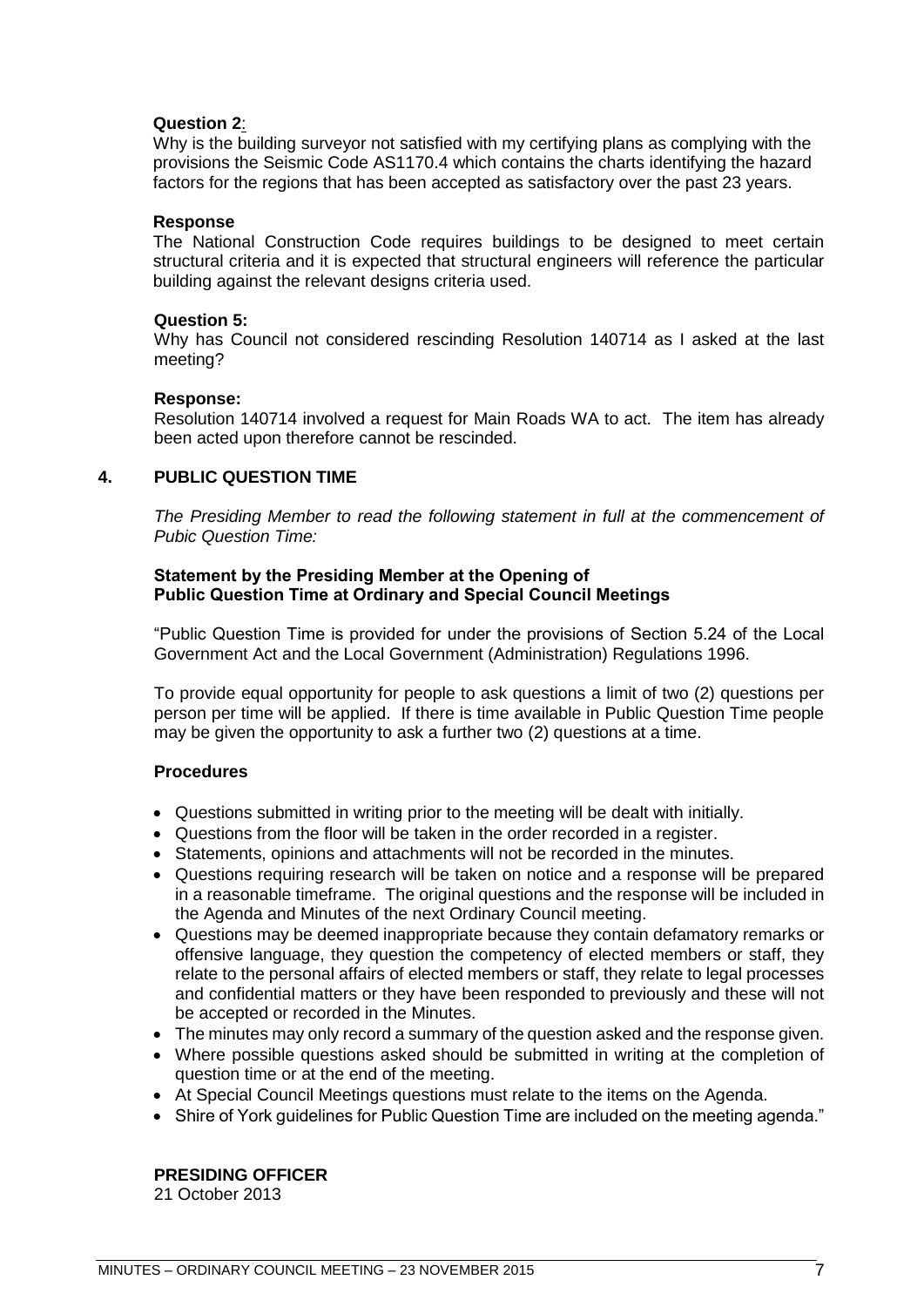**Question 2**:
Why is the building surveyor not satisfied with my certifying plans as complying with the provisions the Seismic Code AS1170.4 which contains the charts identifying the hazard factors for the regions that has been accepted as satisfactory over the past 23 years.

**Response**
The National Construction Code requires buildings to be designed to meet certain structural criteria and it is expected that structural engineers will reference the particular building against the relevant designs criteria used.

**Question 5:**
Why has Council not considered rescinding Resolution 140714 as I asked at the last meeting?

**Response:**
Resolution 140714 involved a request for Main Roads WA to act. The item has already been acted upon therefore cannot be rescinded.

## 4. PUBLIC QUESTION TIME

*The Presiding Member to read the following statement in full at the commencement of Pubic Question Time:*

**Statement by the Presiding Member at the Opening of Public Question Time at Ordinary and Special Council Meetings**

"Public Question Time is provided for under the provisions of Section 5.24 of the Local Government Act and the Local Government (Administration) Regulations 1996.

To provide equal opportunity for people to ask questions a limit of two (2) questions per person per time will be applied. If there is time available in Public Question Time people may be given the opportunity to ask a further two (2) questions at a time.

**Procedures**

- Questions submitted in writing prior to the meeting will be dealt with initially.
- Questions from the floor will be taken in the order recorded in a register.
- Statements, opinions and attachments will not be recorded in the minutes.
- Questions requiring research will be taken on notice and a response will be prepared in a reasonable timeframe. The original questions and the response will be included in the Agenda and Minutes of the next Ordinary Council meeting.
- Questions may be deemed inappropriate because they contain defamatory remarks or offensive language, they question the competency of elected members or staff, they relate to the personal affairs of elected members or staff, they relate to legal processes and confidential matters or they have been responded to previously and these will not be accepted or recorded in the Minutes.
- The minutes may only record a summary of the question asked and the response given.
- Where possible questions asked should be submitted in writing at the completion of question time or at the end of the meeting.
- At Special Council Meetings questions must relate to the items on the Agenda.
- Shire of York guidelines for Public Question Time are included on the meeting agenda."

**PRESIDING OFFICER**
21 October 2013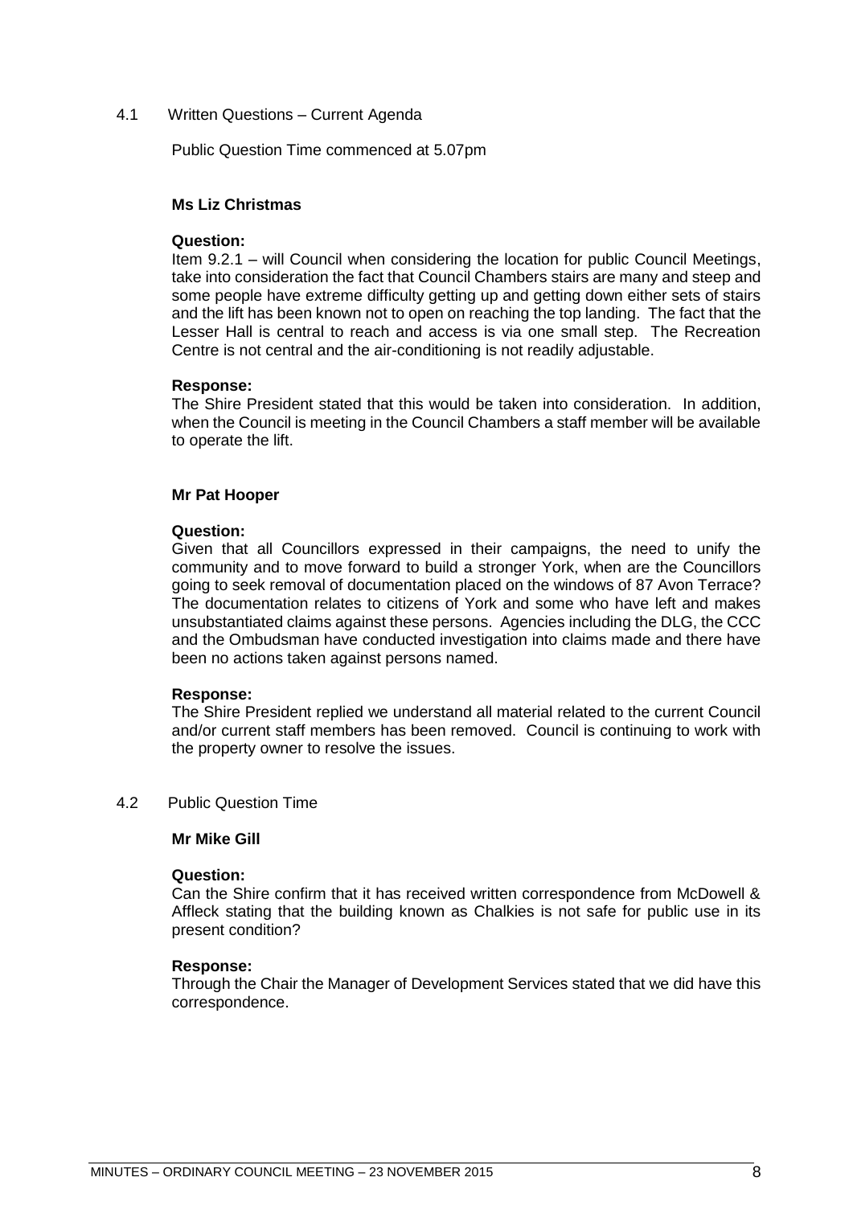### 4.1 Written Questions – Current Agenda

Public Question Time commenced at 5.07pm

**Ms Liz Christmas**

**Question:**
Item 9.2.1 – will Council when considering the location for public Council Meetings, take into consideration the fact that Council Chambers stairs are many and steep and some people have extreme difficulty getting up and getting down either sets of stairs and the lift has been known not to open on reaching the top landing. The fact that the Lesser Hall is central to reach and access is via one small step. The Recreation Centre is not central and the air-conditioning is not readily adjustable.

**Response:**
The Shire President stated that this would be taken into consideration. In addition, when the Council is meeting in the Council Chambers a staff member will be available to operate the lift.

**Mr Pat Hooper**

**Question:**
Given that all Councillors expressed in their campaigns, the need to unify the community and to move forward to build a stronger York, when are the Councillors going to seek removal of documentation placed on the windows of 87 Avon Terrace? The documentation relates to citizens of York and some who have left and makes unsubstantiated claims against these persons. Agencies including the DLG, the CCC and the Ombudsman have conducted investigation into claims made and there have been no actions taken against persons named.

**Response:**
The Shire President replied we understand all material related to the current Council and/or current staff members has been removed. Council is continuing to work with the property owner to resolve the issues.

### 4.2 Public Question Time

**Mr Mike Gill**

**Question:**
Can the Shire confirm that it has received written correspondence from McDowell & Affleck stating that the building known as Chalkies is not safe for public use in its present condition?

**Response:**
Through the Chair the Manager of Development Services stated that we did have this correspondence.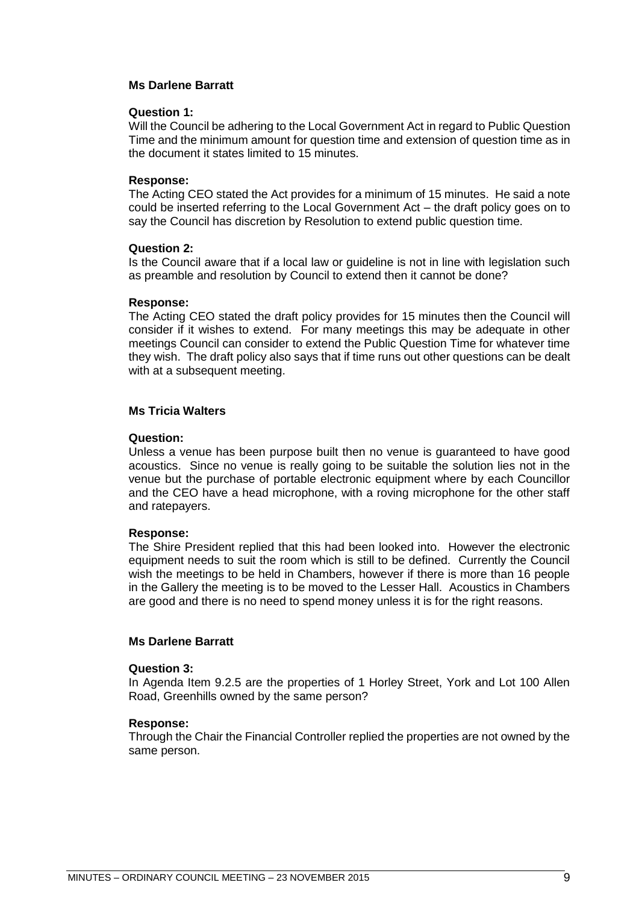**Ms Darlene Barratt**

**Question 1:**
Will the Council be adhering to the Local Government Act in regard to Public Question Time and the minimum amount for question time and extension of question time as in the document it states limited to 15 minutes.

**Response:**
The Acting CEO stated the Act provides for a minimum of 15 minutes. He said a note could be inserted referring to the Local Government Act – the draft policy goes on to say the Council has discretion by Resolution to extend public question time.

**Question 2:**
Is the Council aware that if a local law or guideline is not in line with legislation such as preamble and resolution by Council to extend then it cannot be done?

**Response:**
The Acting CEO stated the draft policy provides for 15 minutes then the Council will consider if it wishes to extend. For many meetings this may be adequate in other meetings Council can consider to extend the Public Question Time for whatever time they wish. The draft policy also says that if time runs out other questions can be dealt with at a subsequent meeting.

**Ms Tricia Walters**

**Question:**
Unless a venue has been purpose built then no venue is guaranteed to have good acoustics. Since no venue is really going to be suitable the solution lies not in the venue but the purchase of portable electronic equipment where by each Councillor and the CEO have a head microphone, with a roving microphone for the other staff and ratepayers.

**Response:**
The Shire President replied that this had been looked into. However the electronic equipment needs to suit the room which is still to be defined. Currently the Council wish the meetings to be held in Chambers, however if there is more than 16 people in the Gallery the meeting is to be moved to the Lesser Hall. Acoustics in Chambers are good and there is no need to spend money unless it is for the right reasons.

**Ms Darlene Barratt**

**Question 3:**
In Agenda Item 9.2.5 are the properties of 1 Horley Street, York and Lot 100 Allen Road, Greenhills owned by the same person?

**Response:**
Through the Chair the Financial Controller replied the properties are not owned by the same person.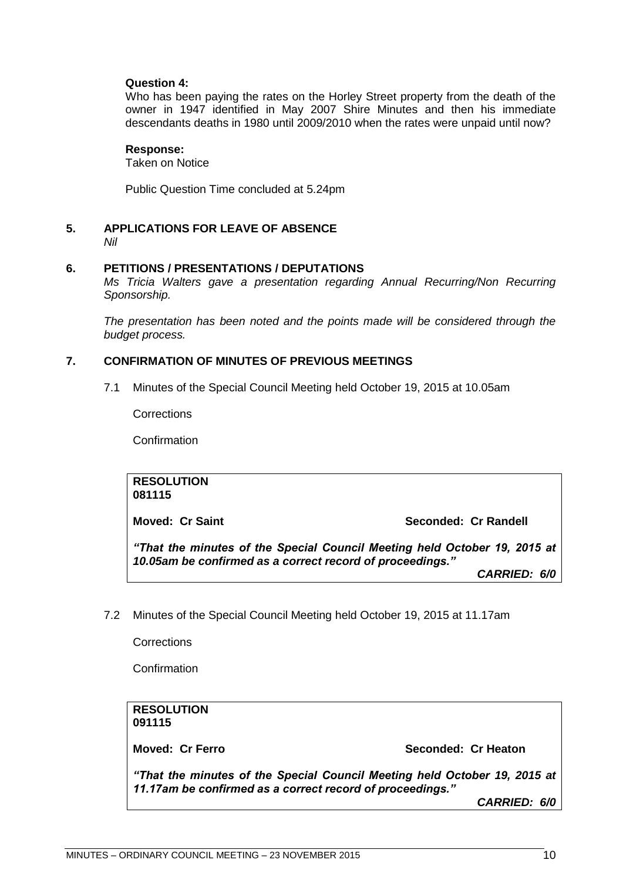**Question 4:**
Who has been paying the rates on the Horley Street property from the death of the owner in 1947 identified in May 2007 Shire Minutes and then his immediate descendants deaths in 1980 until 2009/2010 when the rates were unpaid until now?

**Response:**
Taken on Notice

Public Question Time concluded at 5.24pm

## 5. APPLICATIONS FOR LEAVE OF ABSENCE

*Nil*

## 6. PETITIONS / PRESENTATIONS / DEPUTATIONS

*Ms Tricia Walters gave a presentation regarding Annual Recurring/Non Recurring Sponsorship.*

*The presentation has been noted and the points made will be considered through the budget process.*

## 7. CONFIRMATION OF MINUTES OF PREVIOUS MEETINGS

7.1 Minutes of the Special Council Meeting held October 19, 2015 at 10.05am

Corrections

Confirmation

**RESOLUTION**
**081115**

**Moved: Cr Saint** **Seconded: Cr Randell**

***"That the minutes of the Special Council Meeting held October 19, 2015 at 10.05am be confirmed as a correct record of proceedings."***

***CARRIED: 6/0***

7.2 Minutes of the Special Council Meeting held October 19, 2015 at 11.17am

Corrections

Confirmation

**RESOLUTION**
**091115**

**Moved: Cr Ferro** **Seconded: Cr Heaton**

***"That the minutes of the Special Council Meeting held October 19, 2015 at 11.17am be confirmed as a correct record of proceedings."***

***CARRIED: 6/0***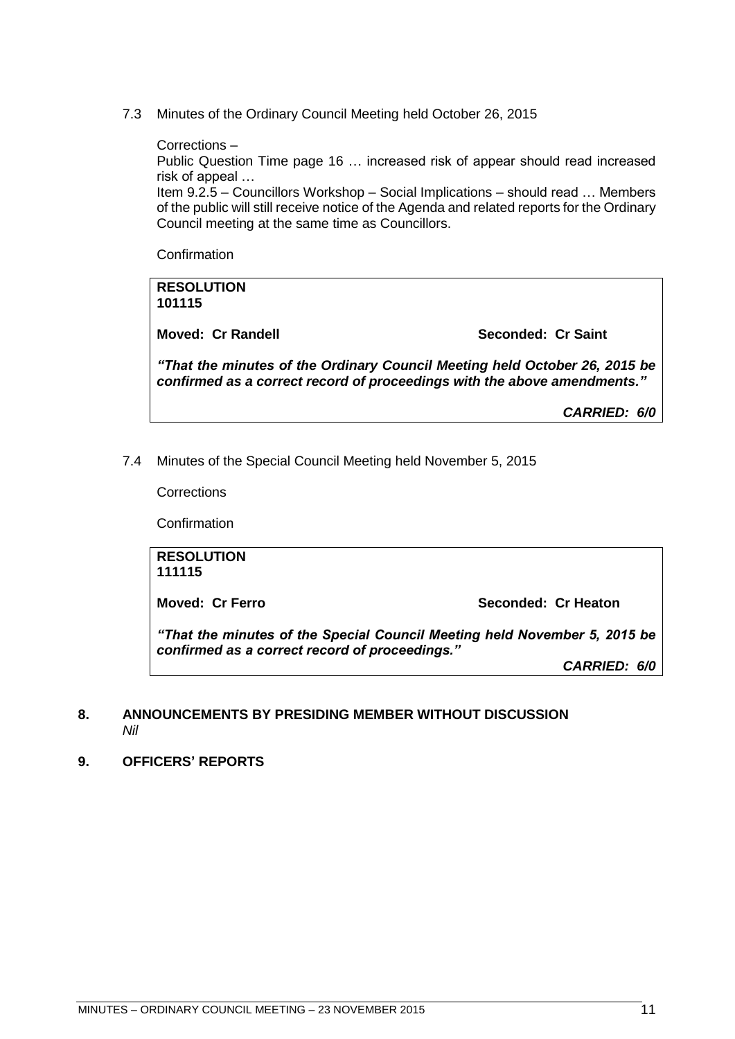7.3 Minutes of the Ordinary Council Meeting held October 26, 2015

Corrections –

Public Question Time page 16 … increased risk of appear should read increased risk of appeal …

Item 9.2.5 – Councillors Workshop – Social Implications – should read … Members of the public will still receive notice of the Agenda and related reports for the Ordinary Council meeting at the same time as Councillors.

Confirmation

> **RESOLUTION**
> **101115**
>
> **Moved: Cr Randell** **Seconded: Cr Saint**
>
> ***"That the minutes of the Ordinary Council Meeting held October 26, 2015 be confirmed as a correct record of proceedings with the above amendments."***
>
> ***CARRIED: 6/0***

7.4 Minutes of the Special Council Meeting held November 5, 2015

Corrections

Confirmation

> **RESOLUTION**
> **111115**
>
> **Moved: Cr Ferro** **Seconded: Cr Heaton**
>
> ***"That the minutes of the Special Council Meeting held November 5, 2015 be confirmed as a correct record of proceedings."***
>
> ***CARRIED: 6/0***

## 8. ANNOUNCEMENTS BY PRESIDING MEMBER WITHOUT DISCUSSION

*Nil*

## 9. OFFICERS' REPORTS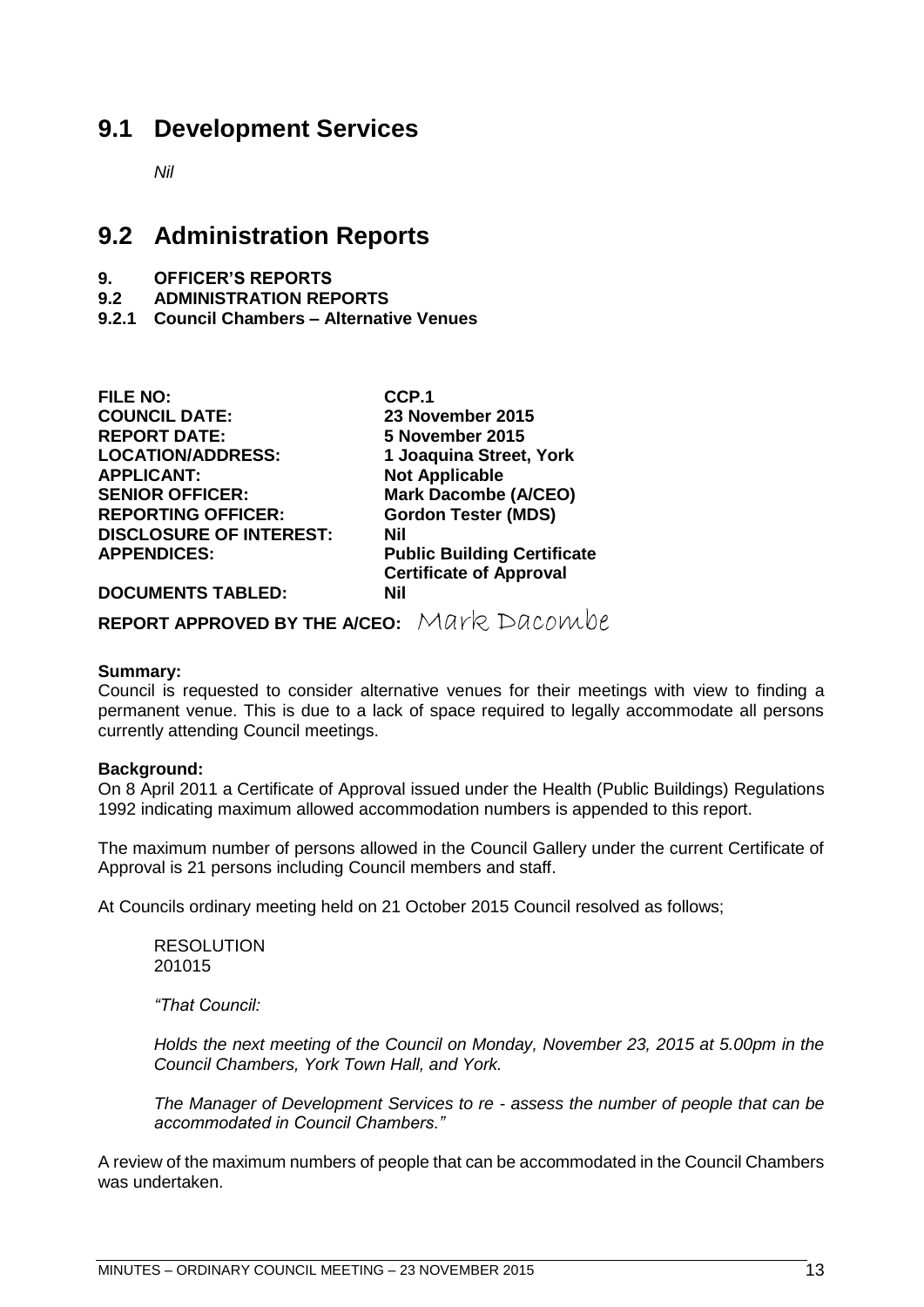## 9.1 Development Services

*Nil*

## 9.2 Administration Reports

**9. OFFICER'S REPORTS**
**9.2 ADMINISTRATION REPORTS**
**9.2.1 Council Chambers – Alternative Venues**

| | |
|---|---|
| **FILE NO:** | **CCP.1** |
| **COUNCIL DATE:** | **23 November 2015** |
| **REPORT DATE:** | **5 November 2015** |
| **LOCATION/ADDRESS:** | **1 Joaquina Street, York** |
| **APPLICANT:** | **Not Applicable** |
| **SENIOR OFFICER:** | **Mark Dacombe (A/CEO)** |
| **REPORTING OFFICER:** | **Gordon Tester (MDS)** |
| **DISCLOSURE OF INTEREST:** | **Nil** |
| **APPENDICES:** | **Public Building Certificate**<br>**Certificate of Approval** |
| **DOCUMENTS TABLED:** | **Nil** |

**REPORT APPROVED BY THE A/CEO:** Mark Dacombe

**Summary:**
Council is requested to consider alternative venues for their meetings with view to finding a permanent venue. This is due to a lack of space required to legally accommodate all persons currently attending Council meetings.

**Background:**
On 8 April 2011 a Certificate of Approval issued under the Health (Public Buildings) Regulations 1992 indicating maximum allowed accommodation numbers is appended to this report.

The maximum number of persons allowed in the Council Gallery under the current Certificate of Approval is 21 persons including Council members and staff.

At Councils ordinary meeting held on 21 October 2015 Council resolved as follows;

> RESOLUTION
> 201015
>
> *"That Council:*
>
> *Holds the next meeting of the Council on Monday, November 23, 2015 at 5.00pm in the Council Chambers, York Town Hall, and York.*
>
> *The Manager of Development Services to re - assess the number of people that can be accommodated in Council Chambers."*

A review of the maximum numbers of people that can be accommodated in the Council Chambers was undertaken.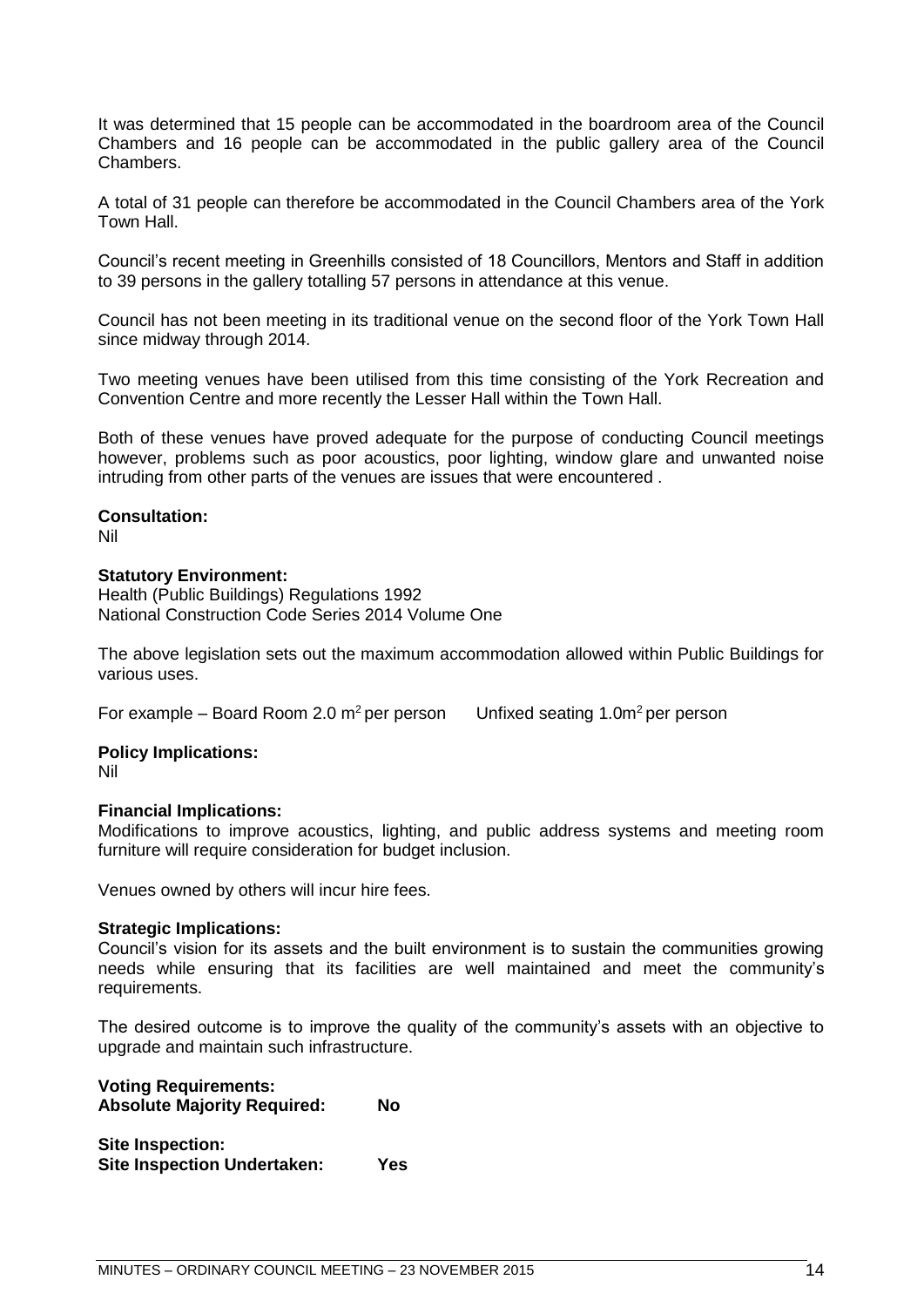It was determined that 15 people can be accommodated in the boardroom area of the Council Chambers and 16 people can be accommodated in the public gallery area of the Council Chambers.

A total of 31 people can therefore be accommodated in the Council Chambers area of the York Town Hall.

Council's recent meeting in Greenhills consisted of 18 Councillors, Mentors and Staff in addition to 39 persons in the gallery totalling 57 persons in attendance at this venue.

Council has not been meeting in its traditional venue on the second floor of the York Town Hall since midway through 2014.

Two meeting venues have been utilised from this time consisting of the York Recreation and Convention Centre and more recently the Lesser Hall within the Town Hall.

Both of these venues have proved adequate for the purpose of conducting Council meetings however, problems such as poor acoustics, poor lighting, window glare and unwanted noise intruding from other parts of the venues are issues that were encountered .

**Consultation:**
Nil

**Statutory Environment:**
Health (Public Buildings) Regulations 1992
National Construction Code Series 2014 Volume One

The above legislation sets out the maximum accommodation allowed within Public Buildings for various uses.

For example – Board Room 2.0 $m^2$ per person Unfixed seating 1.0$m^2$ per person

**Policy Implications:**
Nil

**Financial Implications:**
Modifications to improve acoustics, lighting, and public address systems and meeting room furniture will require consideration for budget inclusion.

Venues owned by others will incur hire fees.

**Strategic Implications:**
Council's vision for its assets and the built environment is to sustain the communities growing needs while ensuring that its facilities are well maintained and meet the community's requirements.

The desired outcome is to improve the quality of the community's assets with an objective to upgrade and maintain such infrastructure.

**Voting Requirements:**
**Absolute Majority Required: No**

**Site Inspection:**
**Site Inspection Undertaken: Yes**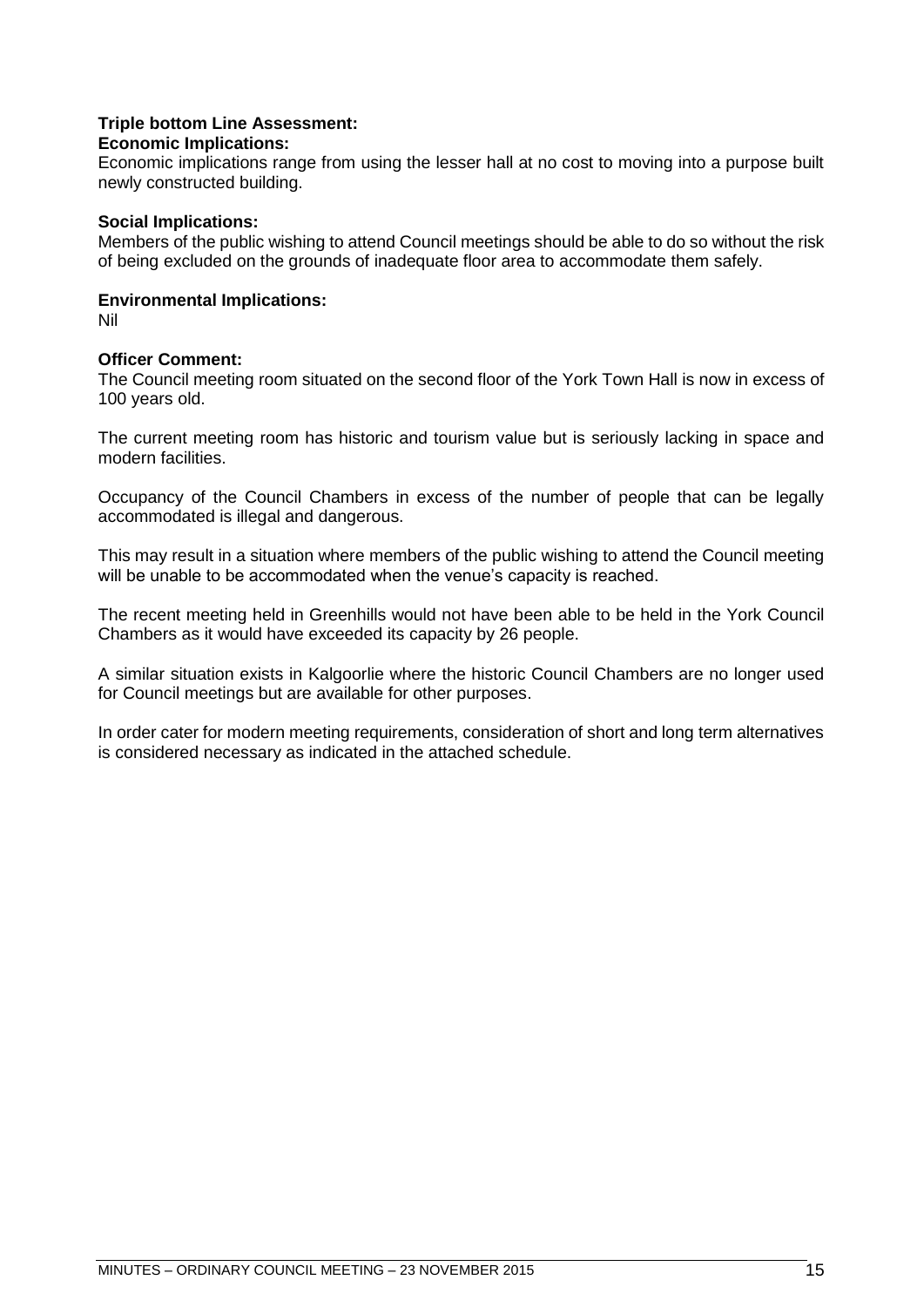**Triple bottom Line Assessment:**

**Economic Implications:**

Economic implications range from using the lesser hall at no cost to moving into a purpose built newly constructed building.

**Social Implications:**

Members of the public wishing to attend Council meetings should be able to do so without the risk of being excluded on the grounds of inadequate floor area to accommodate them safely.

**Environmental Implications:**

Nil

**Officer Comment:**

The Council meeting room situated on the second floor of the York Town Hall is now in excess of 100 years old.

The current meeting room has historic and tourism value but is seriously lacking in space and modern facilities.

Occupancy of the Council Chambers in excess of the number of people that can be legally accommodated is illegal and dangerous.

This may result in a situation where members of the public wishing to attend the Council meeting will be unable to be accommodated when the venue's capacity is reached.

The recent meeting held in Greenhills would not have been able to be held in the York Council Chambers as it would have exceeded its capacity by 26 people.

A similar situation exists in Kalgoorlie where the historic Council Chambers are no longer used for Council meetings but are available for other purposes.

In order cater for modern meeting requirements, consideration of short and long term alternatives is considered necessary as indicated in the attached schedule.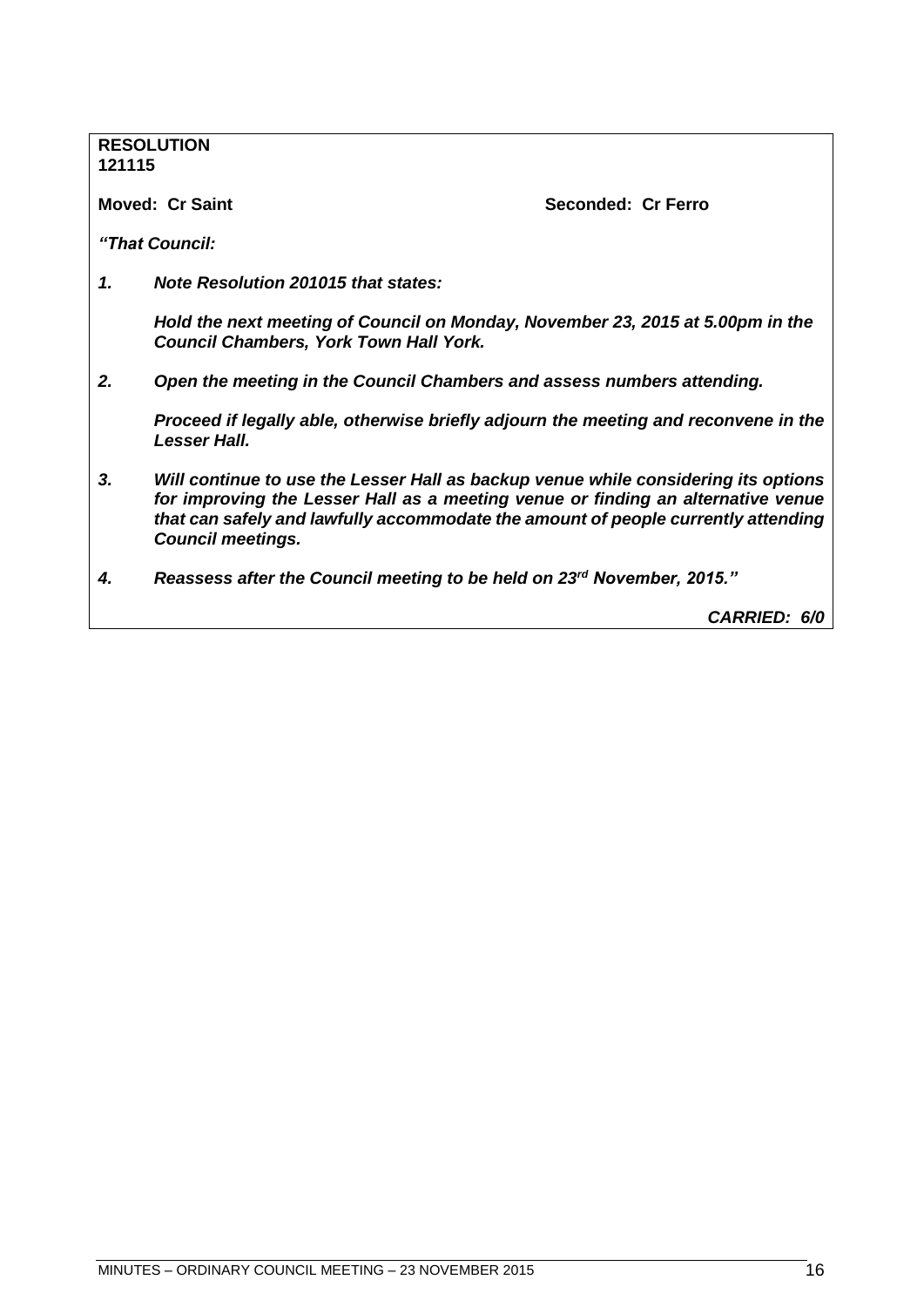**RESOLUTION**
**121115**

**Moved: Cr Saint** **Seconded: Cr Ferro**

***"That Council:***

1. ***Note Resolution 201015 that states:***

   ***Hold the next meeting of Council on Monday, November 23, 2015 at 5.00pm in the Council Chambers, York Town Hall York.***

2. ***Open the meeting in the Council Chambers and assess numbers attending.***

   ***Proceed if legally able, otherwise briefly adjourn the meeting and reconvene in the Lesser Hall.***

3. ***Will continue to use the Lesser Hall as backup venue while considering its options for improving the Lesser Hall as a meeting venue or finding an alternative venue that can safely and lawfully accommodate the amount of people currently attending Council meetings.***

4. ***Reassess after the Council meeting to be held on 23rd November, 2015."***

***CARRIED: 6/0***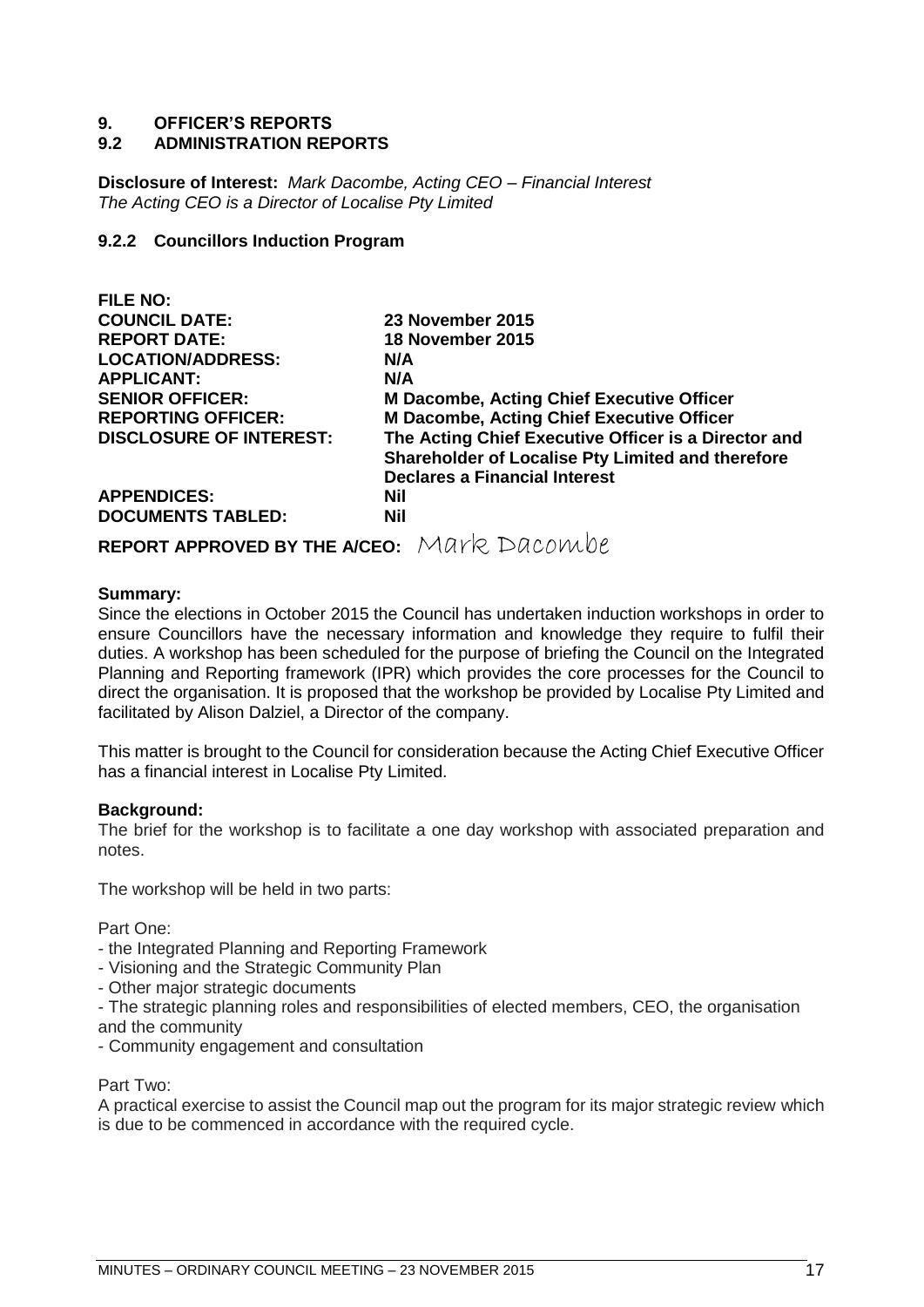# 9. OFFICER'S REPORTS

## 9.2 ADMINISTRATION REPORTS

**Disclosure of Interest:** *Mark Dacombe, Acting CEO – Financial Interest*
*The Acting CEO is a Director of Localise Pty Limited*

### 9.2.2 Councillors Induction Program

| | |
|---|---|
| **FILE NO:** | |
| **COUNCIL DATE:** | **23 November 2015** |
| **REPORT DATE:** | **18 November 2015** |
| **LOCATION/ADDRESS:** | **N/A** |
| **APPLICANT:** | **N/A** |
| **SENIOR OFFICER:** | **M Dacombe, Acting Chief Executive Officer** |
| **REPORTING OFFICER:** | **M Dacombe, Acting Chief Executive Officer** |
| **DISCLOSURE OF INTEREST:** | **The Acting Chief Executive Officer is a Director and Shareholder of Localise Pty Limited and therefore Declares a Financial Interest** |
| **APPENDICES:** | **Nil** |
| **DOCUMENTS TABLED:** | **Nil** |

**REPORT APPROVED BY THE A/CEO:** Mark Dacombe

**Summary:**
Since the elections in October 2015 the Council has undertaken induction workshops in order to ensure Councillors have the necessary information and knowledge they require to fulfil their duties. A workshop has been scheduled for the purpose of briefing the Council on the Integrated Planning and Reporting framework (IPR) which provides the core processes for the Council to direct the organisation. It is proposed that the workshop be provided by Localise Pty Limited and facilitated by Alison Dalziel, a Director of the company.

This matter is brought to the Council for consideration because the Acting Chief Executive Officer has a financial interest in Localise Pty Limited.

**Background:**
The brief for the workshop is to facilitate a one day workshop with associated preparation and notes.

The workshop will be held in two parts:

Part One:
- the Integrated Planning and Reporting Framework
- Visioning and the Strategic Community Plan
- Other major strategic documents
- The strategic planning roles and responsibilities of elected members, CEO, the organisation and the community
- Community engagement and consultation

Part Two:
A practical exercise to assist the Council map out the program for its major strategic review which is due to be commenced in accordance with the required cycle.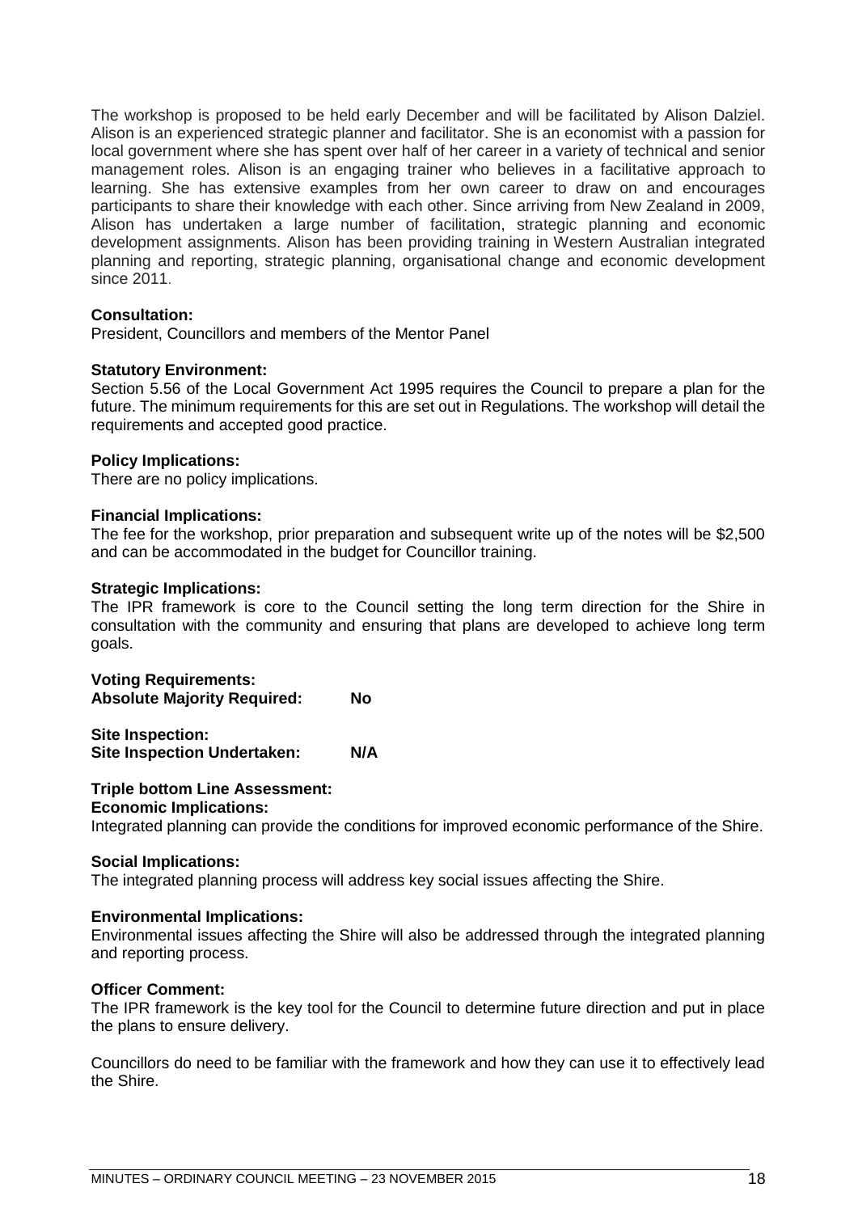The workshop is proposed to be held early December and will be facilitated by Alison Dalziel. Alison is an experienced strategic planner and facilitator. She is an economist with a passion for local government where she has spent over half of her career in a variety of technical and senior management roles. Alison is an engaging trainer who believes in a facilitative approach to learning. She has extensive examples from her own career to draw on and encourages participants to share their knowledge with each other. Since arriving from New Zealand in 2009, Alison has undertaken a large number of facilitation, strategic planning and economic development assignments. Alison has been providing training in Western Australian integrated planning and reporting, strategic planning, organisational change and economic development since 2011.

**Consultation:**
President, Councillors and members of the Mentor Panel

**Statutory Environment:**
Section 5.56 of the Local Government Act 1995 requires the Council to prepare a plan for the future. The minimum requirements for this are set out in Regulations. The workshop will detail the requirements and accepted good practice.

**Policy Implications:**
There are no policy implications.

**Financial Implications:**
The fee for the workshop, prior preparation and subsequent write up of the notes will be $2,500 and can be accommodated in the budget for Councillor training.

**Strategic Implications:**
The IPR framework is core to the Council setting the long term direction for the Shire in consultation with the community and ensuring that plans are developed to achieve long term goals.

**Voting Requirements:**
**Absolute Majority Required: No**

**Site Inspection:**
**Site Inspection Undertaken: N/A**

**Triple bottom Line Assessment:**
**Economic Implications:**
Integrated planning can provide the conditions for improved economic performance of the Shire.

**Social Implications:**
The integrated planning process will address key social issues affecting the Shire.

**Environmental Implications:**
Environmental issues affecting the Shire will also be addressed through the integrated planning and reporting process.

**Officer Comment:**
The IPR framework is the key tool for the Council to determine future direction and put in place the plans to ensure delivery.

Councillors do need to be familiar with the framework and how they can use it to effectively lead the Shire.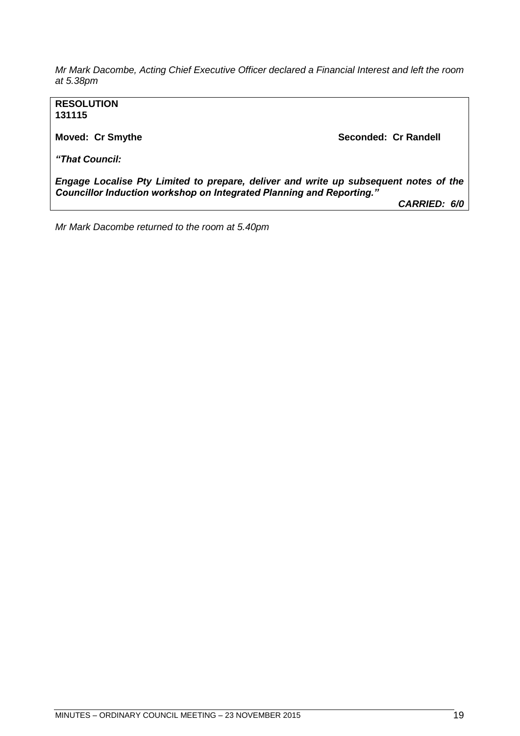*Mr Mark Dacombe, Acting Chief Executive Officer declared a Financial Interest and left the room at 5.38pm*

**RESOLUTION**
**131115**

**Moved: Cr Smythe** **Seconded: Cr Randell**

***"That Council:***

***Engage Localise Pty Limited to prepare, deliver and write up subsequent notes of the Councillor Induction workshop on Integrated Planning and Reporting."***

***CARRIED: 6/0***

*Mr Mark Dacombe returned to the room at 5.40pm*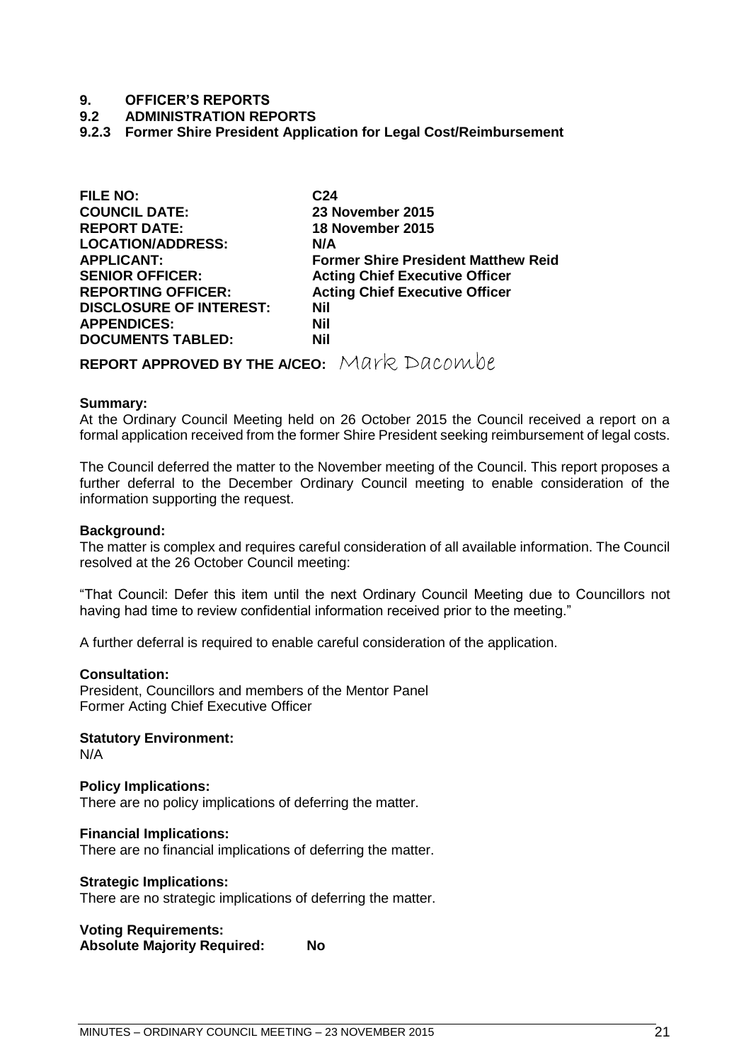# 9. OFFICER'S REPORTS

## 9.2 ADMINISTRATION REPORTS

### 9.2.3 Former Shire President Application for Legal Cost/Reimbursement

| | |
|---|---|
| **FILE NO:** | **C24** |
| **COUNCIL DATE:** | **23 November 2015** |
| **REPORT DATE:** | **18 November 2015** |
| **LOCATION/ADDRESS:** | **N/A** |
| **APPLICANT:** | **Former Shire President Matthew Reid** |
| **SENIOR OFFICER:** | **Acting Chief Executive Officer** |
| **REPORTING OFFICER:** | **Acting Chief Executive Officer** |
| **DISCLOSURE OF INTEREST:** | **Nil** |
| **APPENDICES:** | **Nil** |
| **DOCUMENTS TABLED:** | **Nil** |

**REPORT APPROVED BY THE A/CEO:** Mark Dacombe

**Summary:**
At the Ordinary Council Meeting held on 26 October 2015 the Council received a report on a formal application received from the former Shire President seeking reimbursement of legal costs.

The Council deferred the matter to the November meeting of the Council. This report proposes a further deferral to the December Ordinary Council meeting to enable consideration of the information supporting the request.

**Background:**
The matter is complex and requires careful consideration of all available information. The Council resolved at the 26 October Council meeting:

"That Council: Defer this item until the next Ordinary Council Meeting due to Councillors not having had time to review confidential information received prior to the meeting."

A further deferral is required to enable careful consideration of the application.

**Consultation:**
President, Councillors and members of the Mentor Panel
Former Acting Chief Executive Officer

**Statutory Environment:**
N/A

**Policy Implications:**
There are no policy implications of deferring the matter.

**Financial Implications:**
There are no financial implications of deferring the matter.

**Strategic Implications:**
There are no strategic implications of deferring the matter.

**Voting Requirements:**
**Absolute Majority Required: No**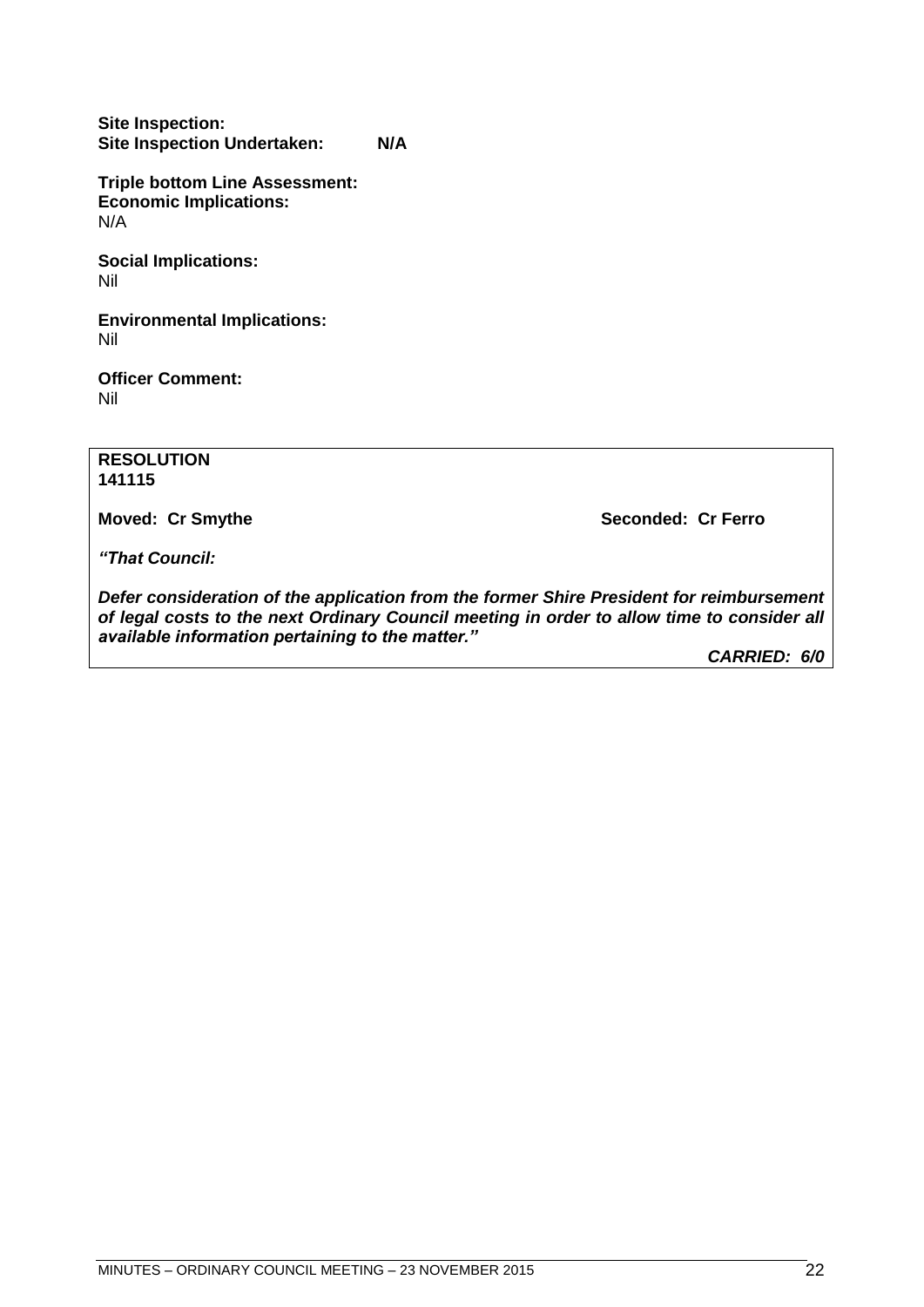**Site Inspection:**
**Site Inspection Undertaken: N/A**

**Triple bottom Line Assessment:**
**Economic Implications:**
N/A

**Social Implications:**
Nil

**Environmental Implications:**
Nil

**Officer Comment:**
Nil

**RESOLUTION**
**141115**

**Moved: Cr Smythe** **Seconded: Cr Ferro**

***"That Council:***

***Defer consideration of the application from the former Shire President for reimbursement of legal costs to the next Ordinary Council meeting in order to allow time to consider all available information pertaining to the matter."***

***CARRIED: 6/0***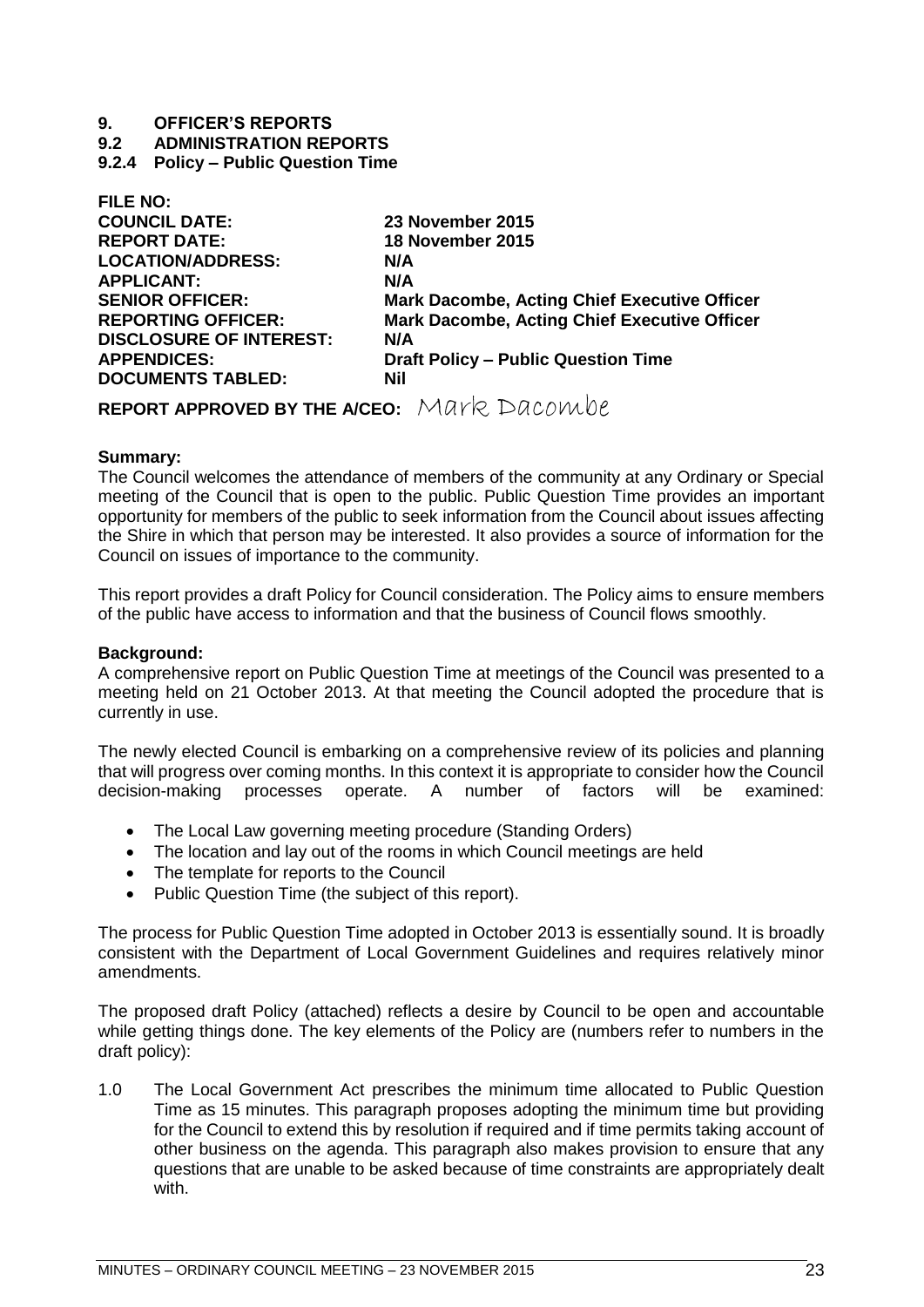**9. OFFICER'S REPORTS**
**9.2 ADMINISTRATION REPORTS**
**9.2.4 Policy – Public Question Time**

| | |
|---|---|
| **FILE NO:** | |
| **COUNCIL DATE:** | **23 November 2015** |
| **REPORT DATE:** | **18 November 2015** |
| **LOCATION/ADDRESS:** | **N/A** |
| **APPLICANT:** | **N/A** |
| **SENIOR OFFICER:** | **Mark Dacombe, Acting Chief Executive Officer** |
| **REPORTING OFFICER:** | **Mark Dacombe, Acting Chief Executive Officer** |
| **DISCLOSURE OF INTEREST:** | **N/A** |
| **APPENDICES:** | **Draft Policy – Public Question Time** |
| **DOCUMENTS TABLED:** | **Nil** |

**REPORT APPROVED BY THE A/CEO:** Mark Dacombe

**Summary:**
The Council welcomes the attendance of members of the community at any Ordinary or Special meeting of the Council that is open to the public. Public Question Time provides an important opportunity for members of the public to seek information from the Council about issues affecting the Shire in which that person may be interested. It also provides a source of information for the Council on issues of importance to the community.

This report provides a draft Policy for Council consideration. The Policy aims to ensure members of the public have access to information and that the business of Council flows smoothly.

**Background:**
A comprehensive report on Public Question Time at meetings of the Council was presented to a meeting held on 21 October 2013. At that meeting the Council adopted the procedure that is currently in use.

The newly elected Council is embarking on a comprehensive review of its policies and planning that will progress over coming months. In this context it is appropriate to consider how the Council decision-making processes operate. A number of factors will be examined:

- The Local Law governing meeting procedure (Standing Orders)
- The location and lay out of the rooms in which Council meetings are held
- The template for reports to the Council
- Public Question Time (the subject of this report).

The process for Public Question Time adopted in October 2013 is essentially sound. It is broadly consistent with the Department of Local Government Guidelines and requires relatively minor amendments.

The proposed draft Policy (attached) reflects a desire by Council to be open and accountable while getting things done. The key elements of the Policy are (numbers refer to numbers in the draft policy):

1.0 The Local Government Act prescribes the minimum time allocated to Public Question Time as 15 minutes. This paragraph proposes adopting the minimum time but providing for the Council to extend this by resolution if required and if time permits taking account of other business on the agenda. This paragraph also makes provision to ensure that any questions that are unable to be asked because of time constraints are appropriately dealt with.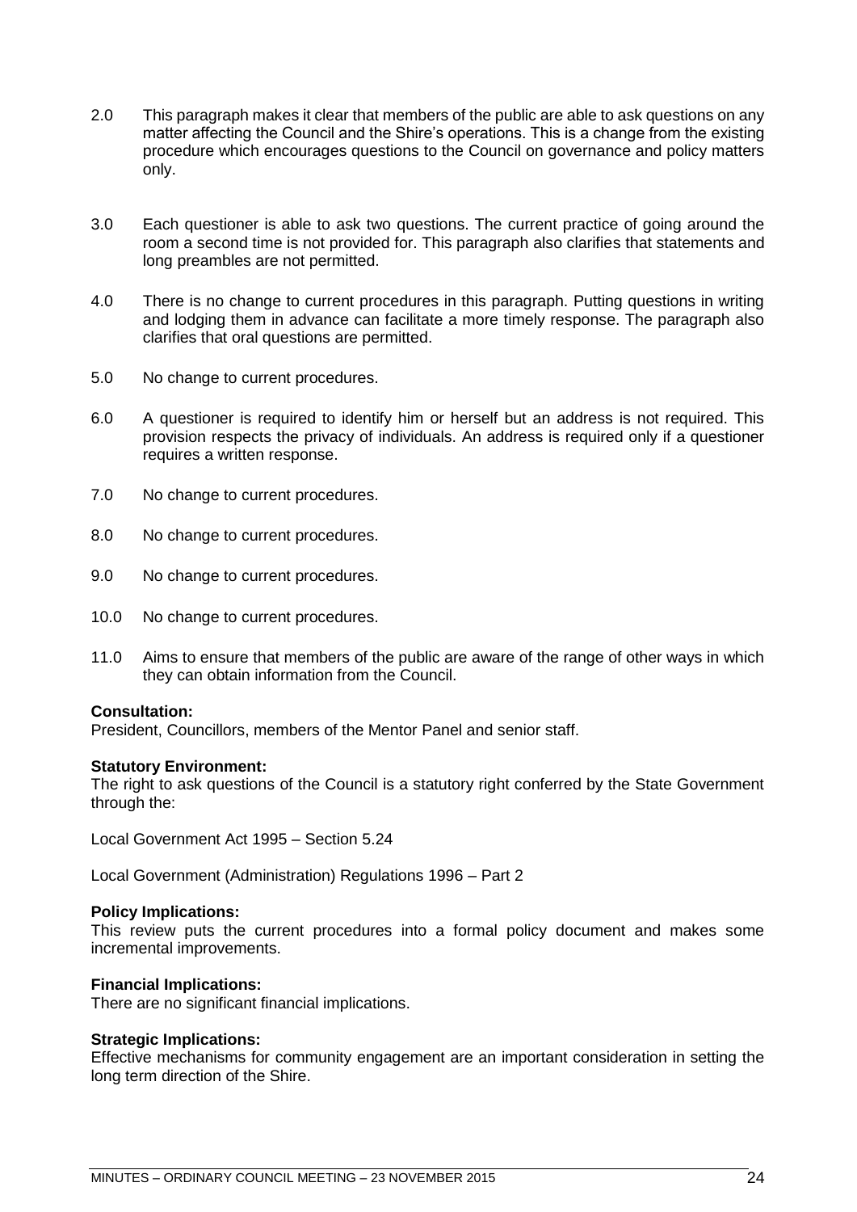2.0 This paragraph makes it clear that members of the public are able to ask questions on any matter affecting the Council and the Shire's operations. This is a change from the existing procedure which encourages questions to the Council on governance and policy matters only.

3.0 Each questioner is able to ask two questions. The current practice of going around the room a second time is not provided for. This paragraph also clarifies that statements and long preambles are not permitted.

4.0 There is no change to current procedures in this paragraph. Putting questions in writing and lodging them in advance can facilitate a more timely response. The paragraph also clarifies that oral questions are permitted.

5.0 No change to current procedures.

6.0 A questioner is required to identify him or herself but an address is not required. This provision respects the privacy of individuals. An address is required only if a questioner requires a written response.

7.0 No change to current procedures.

8.0 No change to current procedures.

9.0 No change to current procedures.

10.0 No change to current procedures.

11.0 Aims to ensure that members of the public are aware of the range of other ways in which they can obtain information from the Council.

**Consultation:**
President, Councillors, members of the Mentor Panel and senior staff.

**Statutory Environment:**
The right to ask questions of the Council is a statutory right conferred by the State Government through the:

Local Government Act 1995 – Section 5.24

Local Government (Administration) Regulations 1996 – Part 2

**Policy Implications:**
This review puts the current procedures into a formal policy document and makes some incremental improvements.

**Financial Implications:**
There are no significant financial implications.

**Strategic Implications:**
Effective mechanisms for community engagement are an important consideration in setting the long term direction of the Shire.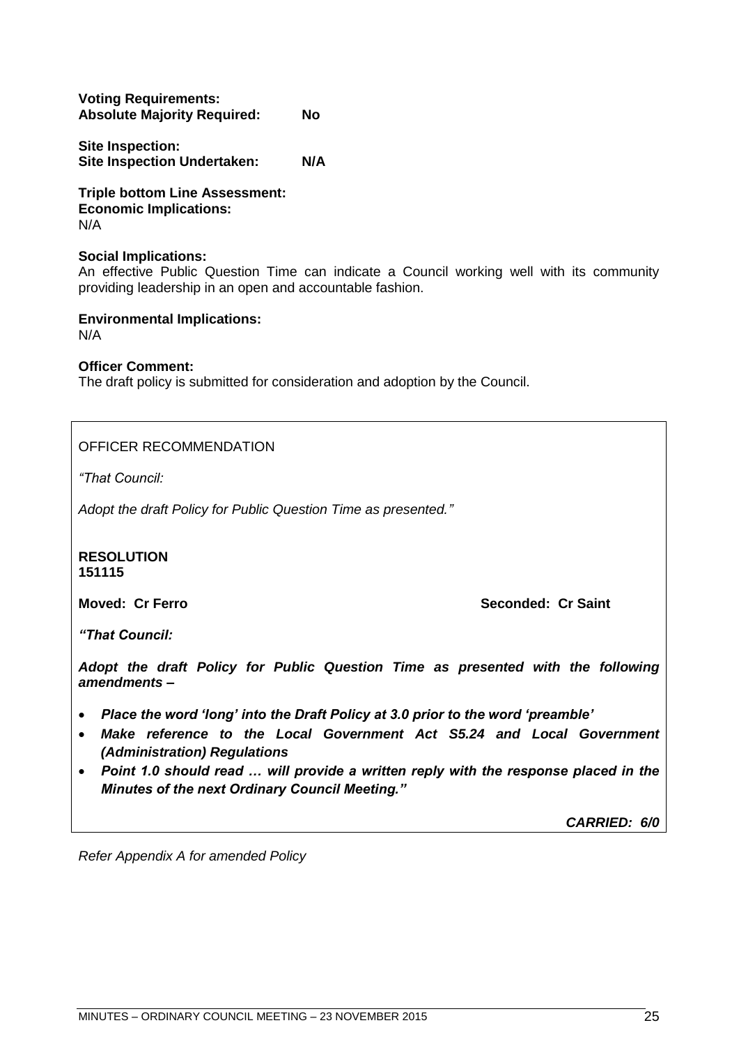**Voting Requirements:**
**Absolute Majority Required: No**

**Site Inspection:**
**Site Inspection Undertaken: N/A**

**Triple bottom Line Assessment:**
**Economic Implications:**
N/A

**Social Implications:**
An effective Public Question Time can indicate a Council working well with its community providing leadership in an open and accountable fashion.

**Environmental Implications:**
N/A

**Officer Comment:**
The draft policy is submitted for consideration and adoption by the Council.

OFFICER RECOMMENDATION

*"That Council:*

*Adopt the draft Policy for Public Question Time as presented."*

**RESOLUTION**
**151115**

**Moved: Cr Ferro** **Seconded: Cr Saint**

***"That Council:***

***Adopt the draft Policy for Public Question Time as presented with the following amendments –***

- ***Place the word 'long' into the Draft Policy at 3.0 prior to the word 'preamble'***
- ***Make reference to the Local Government Act S5.24 and Local Government (Administration) Regulations***
- ***Point 1.0 should read … will provide a written reply with the response placed in the Minutes of the next Ordinary Council Meeting."***

***CARRIED: 6/0***

*Refer Appendix A for amended Policy*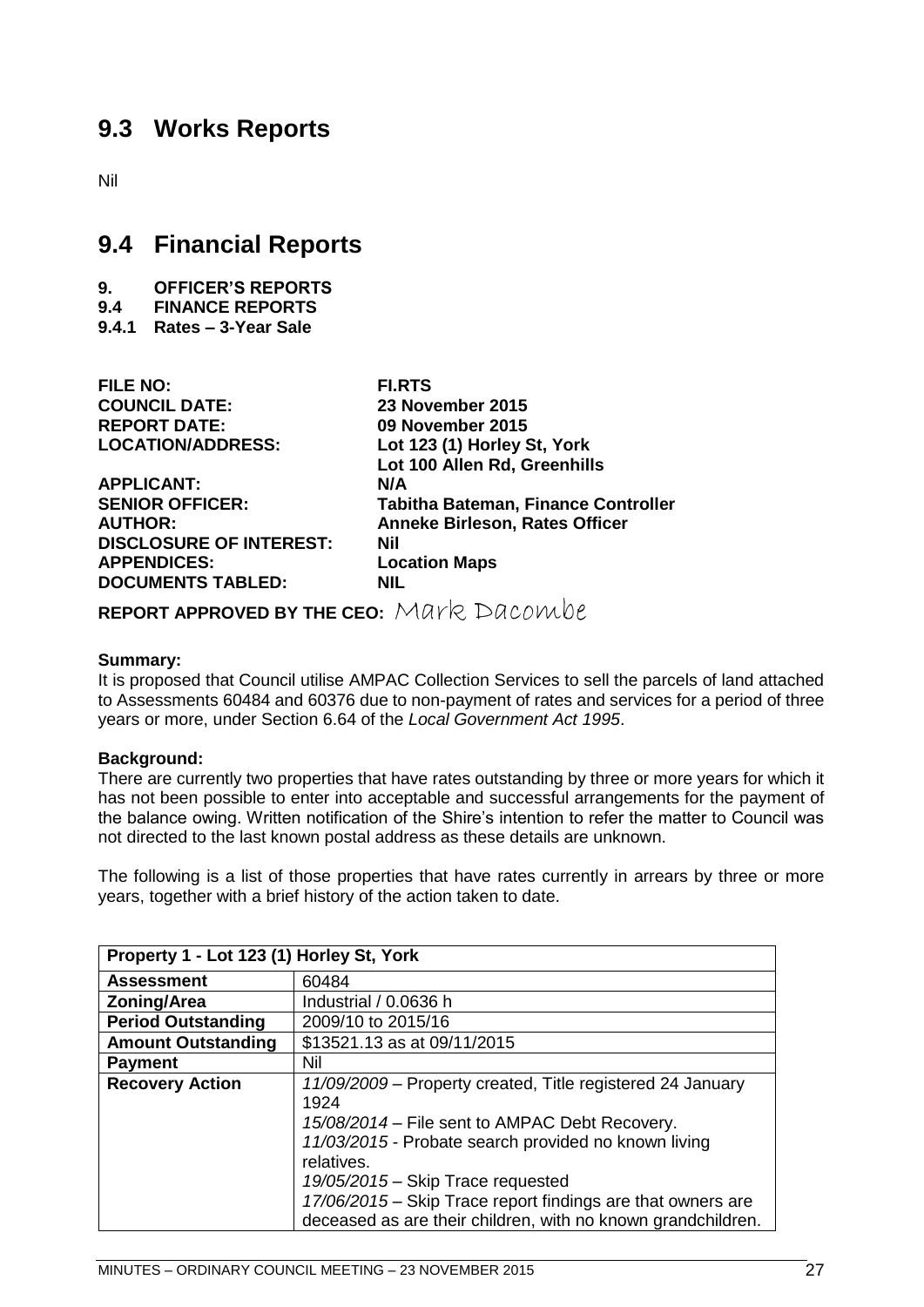## 9.3 Works Reports

Nil

## 9.4 Financial Reports

**9. OFFICER'S REPORTS**
**9.4 FINANCE REPORTS**
**9.4.1 Rates – 3-Year Sale**

| | |
|---|---|
| **FILE NO:** | **FI.RTS** |
| **COUNCIL DATE:** | **23 November 2015** |
| **REPORT DATE:** | **09 November 2015** |
| **LOCATION/ADDRESS:** | **Lot 123 (1) Horley St, York**<br>**Lot 100 Allen Rd, Greenhills** |
| **APPLICANT:** | **N/A** |
| **SENIOR OFFICER:** | **Tabitha Bateman, Finance Controller** |
| **AUTHOR:** | **Anneke Birleson, Rates Officer** |
| **DISCLOSURE OF INTEREST:** | **Nil** |
| **APPENDICES:** | **Location Maps** |
| **DOCUMENTS TABLED:** | **NIL** |

**REPORT APPROVED BY THE CEO:** Mark Dacombe

**Summary:**
It is proposed that Council utilise AMPAC Collection Services to sell the parcels of land attached to Assessments 60484 and 60376 due to non-payment of rates and services for a period of three years or more, under Section 6.64 of the *Local Government Act 1995*.

**Background:**
There are currently two properties that have rates outstanding by three or more years for which it has not been possible to enter into acceptable and successful arrangements for the payment of the balance owing. Written notification of the Shire's intention to refer the matter to Council was not directed to the last known postal address as these details are unknown.

The following is a list of those properties that have rates currently in arrears by three or more years, together with a brief history of the action taken to date.

| **Property 1 - Lot 123 (1) Horley St, York** | |
|---|---|
| **Assessment** | 60484 |
| **Zoning/Area** | Industrial / 0.0636 h |
| **Period Outstanding** | 2009/10 to 2015/16 |
| **Amount Outstanding** | $13521.13 as at 09/11/2015 |
| **Payment** | Nil |
| **Recovery Action** | *11/09/2009* – Property created, Title registered 24 January 1924<br>*15/08/2014* – File sent to AMPAC Debt Recovery.<br>*11/03/2015* - Probate search provided no known living relatives.<br>*19/05/2015* – Skip Trace requested<br>*17/06/2015* – Skip Trace report findings are that owners are deceased as are their children, with no known grandchildren. |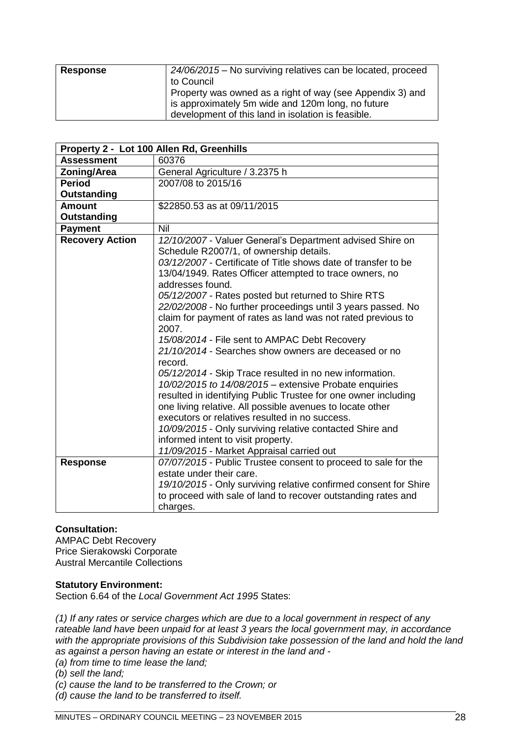| | |
|---|---|
| **Response** | *24/06/2015* – No surviving relatives can be located, proceed to Council<br>Property was owned as a right of way (see Appendix 3) and is approximately 5m wide and 120m long, no future development of this land in isolation is feasible. |

| **Property 2 - Lot 100 Allen Rd, Greenhills** | |
|---|---|
| **Assessment** | 60376 |
| **Zoning/Area** | General Agriculture / 3.2375 h |
| **Period Outstanding** | 2007/08 to 2015/16 |
| **Amount Outstanding** | $22850.53 as at 09/11/2015 |
| **Payment** | Nil |
| **Recovery Action** | *12/10/2007* - Valuer General's Department advised Shire on Schedule R2007/1, of ownership details.<br>*03/12/2007* - Certificate of Title shows date of transfer to be 13/04/1949. Rates Officer attempted to trace owners, no addresses found.<br>*05/12/2007* - Rates posted but returned to Shire RTS<br>*22/02/2008* - No further proceedings until 3 years passed. No claim for payment of rates as land was not rated previous to 2007.<br>*15/08/2014* - File sent to AMPAC Debt Recovery<br>*21/10/2014* - Searches show owners are deceased or no record.<br>*05/12/2014* - Skip Trace resulted in no new information.<br>*10/02/2015 to 14/08/2015* – extensive Probate enquiries resulted in identifying Public Trustee for one owner including one living relative. All possible avenues to locate other executors or relatives resulted in no success.<br>*10/09/2015* - Only surviving relative contacted Shire and informed intent to visit property.<br>*11/09/2015* - Market Appraisal carried out |
| **Response** | *07/07/2015* - Public Trustee consent to proceed to sale for the estate under their care.<br>*19/10/2015* - Only surviving relative confirmed consent for Shire to proceed with sale of land to recover outstanding rates and charges. |

**Consultation:**
AMPAC Debt Recovery
Price Sierakowski Corporate
Austral Mercantile Collections

**Statutory Environment:**
Section 6.64 of the *Local Government Act 1995* States:

*(1) If any rates or service charges which are due to a local government in respect of any rateable land have been unpaid for at least 3 years the local government may, in accordance with the appropriate provisions of this Subdivision take possession of the land and hold the land as against a person having an estate or interest in the land and -*
*(a) from time to time lease the land;*
*(b) sell the land;*
*(c) cause the land to be transferred to the Crown; or*
*(d) cause the land to be transferred to itself.*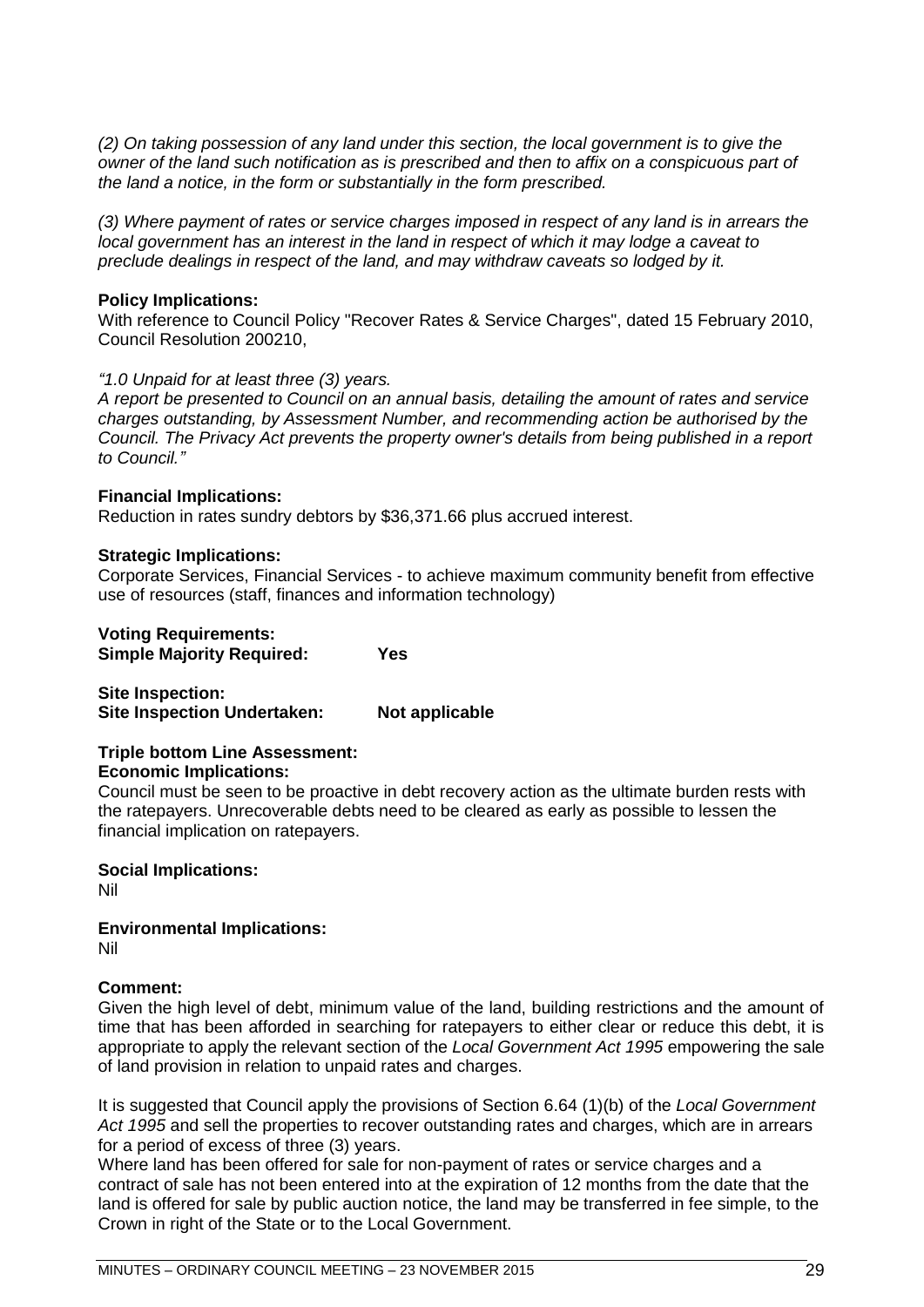*(2) On taking possession of any land under this section, the local government is to give the owner of the land such notification as is prescribed and then to affix on a conspicuous part of the land a notice, in the form or substantially in the form prescribed.*

*(3) Where payment of rates or service charges imposed in respect of any land is in arrears the local government has an interest in the land in respect of which it may lodge a caveat to preclude dealings in respect of the land, and may withdraw caveats so lodged by it.*

**Policy Implications:**
With reference to Council Policy "Recover Rates & Service Charges", dated 15 February 2010, Council Resolution 200210,

*"1.0 Unpaid for at least three (3) years.*
*A report be presented to Council on an annual basis, detailing the amount of rates and service charges outstanding, by Assessment Number, and recommending action be authorised by the Council. The Privacy Act prevents the property owner's details from being published in a report to Council."*

**Financial Implications:**
Reduction in rates sundry debtors by $36,371.66 plus accrued interest.

**Strategic Implications:**
Corporate Services, Financial Services - to achieve maximum community benefit from effective use of resources (staff, finances and information technology)

**Voting Requirements:**
**Simple Majority Required: Yes**

**Site Inspection:**
**Site Inspection Undertaken: Not applicable**

**Triple bottom Line Assessment:**
**Economic Implications:**
Council must be seen to be proactive in debt recovery action as the ultimate burden rests with the ratepayers. Unrecoverable debts need to be cleared as early as possible to lessen the financial implication on ratepayers.

**Social Implications:**
Nil

**Environmental Implications:**
Nil

**Comment:**
Given the high level of debt, minimum value of the land, building restrictions and the amount of time that has been afforded in searching for ratepayers to either clear or reduce this debt, it is appropriate to apply the relevant section of the *Local Government Act 1995* empowering the sale of land provision in relation to unpaid rates and charges.

It is suggested that Council apply the provisions of Section 6.64 (1)(b) of the *Local Government Act 1995* and sell the properties to recover outstanding rates and charges, which are in arrears for a period of excess of three (3) years.
Where land has been offered for sale for non-payment of rates or service charges and a contract of sale has not been entered into at the expiration of 12 months from the date that the land is offered for sale by public auction notice, the land may be transferred in fee simple, to the Crown in right of the State or to the Local Government.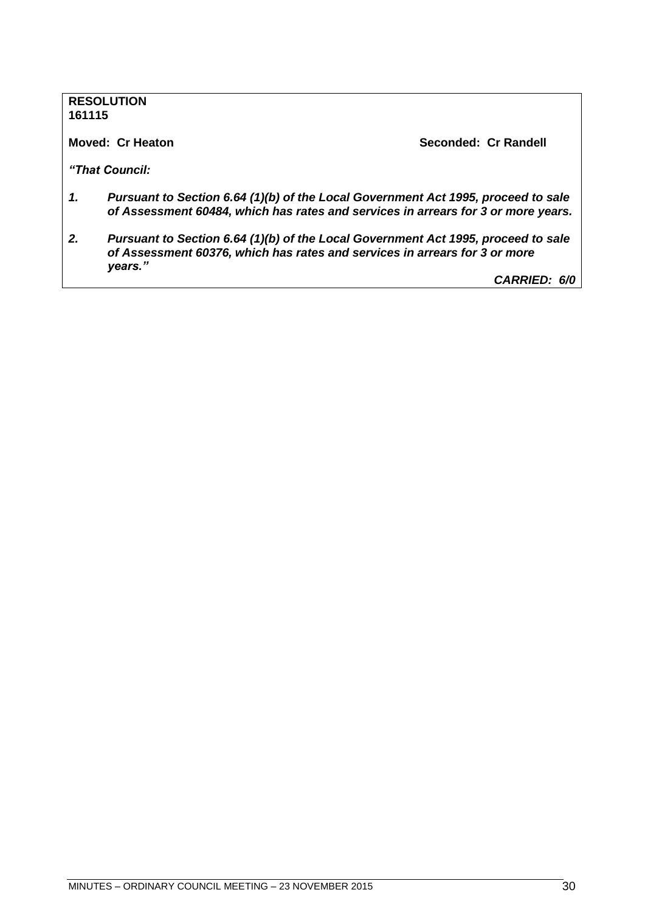**RESOLUTION**
**161115**

**Moved: Cr Heaton** **Seconded: Cr Randell**

***"That Council:***

1. ***Pursuant to Section 6.64 (1)(b) of the Local Government Act 1995, proceed to sale of Assessment 60484, which has rates and services in arrears for 3 or more years.***
2. ***Pursuant to Section 6.64 (1)(b) of the Local Government Act 1995, proceed to sale of Assessment 60376, which has rates and services in arrears for 3 or more years."***

***CARRIED: 6/0***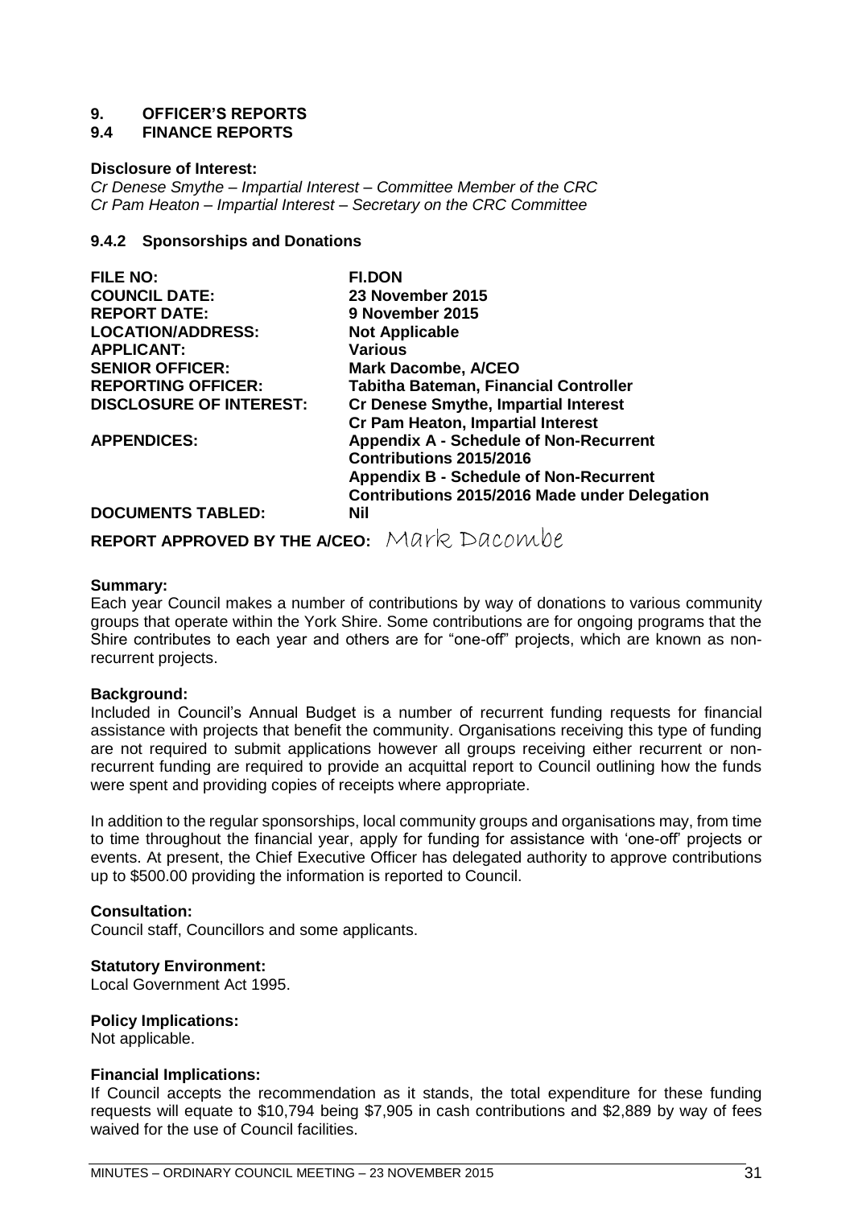# 9. OFFICER'S REPORTS

## 9.4 FINANCE REPORTS

**Disclosure of Interest:**
*Cr Denese Smythe – Impartial Interest – Committee Member of the CRC*
*Cr Pam Heaton – Impartial Interest – Secretary on the CRC Committee*

### 9.4.2 Sponsorships and Donations

| | |
|---|---|
| **FILE NO:** | **FI.DON** |
| **COUNCIL DATE:** | **23 November 2015** |
| **REPORT DATE:** | **9 November 2015** |
| **LOCATION/ADDRESS:** | **Not Applicable** |
| **APPLICANT:** | **Various** |
| **SENIOR OFFICER:** | **Mark Dacombe, A/CEO** |
| **REPORTING OFFICER:** | **Tabitha Bateman, Financial Controller** |
| **DISCLOSURE OF INTEREST:** | **Cr Denese Smythe, Impartial Interest**<br>**Cr Pam Heaton, Impartial Interest** |
| **APPENDICES:** | **Appendix A - Schedule of Non-Recurrent Contributions 2015/2016**<br>**Appendix B - Schedule of Non-Recurrent Contributions 2015/2016 Made under Delegation** |
| **DOCUMENTS TABLED:** | **Nil** |

**REPORT APPROVED BY THE A/CEO:** Mark Dacombe

**Summary:**
Each year Council makes a number of contributions by way of donations to various community groups that operate within the York Shire. Some contributions are for ongoing programs that the Shire contributes to each year and others are for "one-off" projects, which are known as non-recurrent projects.

**Background:**
Included in Council's Annual Budget is a number of recurrent funding requests for financial assistance with projects that benefit the community. Organisations receiving this type of funding are not required to submit applications however all groups receiving either recurrent or non-recurrent funding are required to provide an acquittal report to Council outlining how the funds were spent and providing copies of receipts where appropriate.

In addition to the regular sponsorships, local community groups and organisations may, from time to time throughout the financial year, apply for funding for assistance with 'one-off' projects or events. At present, the Chief Executive Officer has delegated authority to approve contributions up to $500.00 providing the information is reported to Council.

**Consultation:**
Council staff, Councillors and some applicants.

**Statutory Environment:**
Local Government Act 1995.

**Policy Implications:**
Not applicable.

**Financial Implications:**
If Council accepts the recommendation as it stands, the total expenditure for these funding requests will equate to $10,794 being $7,905 in cash contributions and $2,889 by way of fees waived for the use of Council facilities.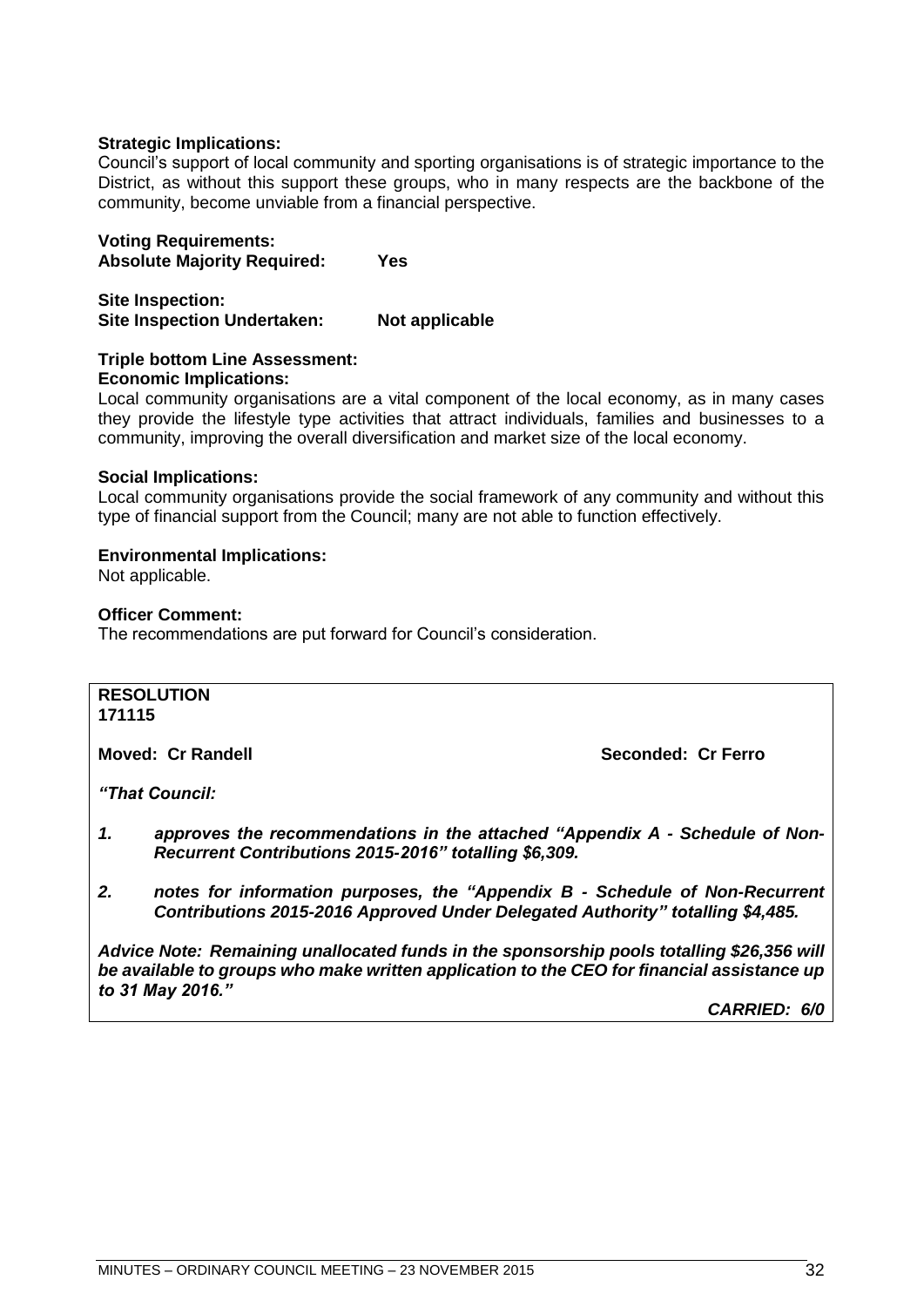**Strategic Implications:**
Council's support of local community and sporting organisations is of strategic importance to the District, as without this support these groups, who in many respects are the backbone of the community, become unviable from a financial perspective.

**Voting Requirements:**
**Absolute Majority Required: Yes**

**Site Inspection:**
**Site Inspection Undertaken: Not applicable**

**Triple bottom Line Assessment:**
**Economic Implications:**
Local community organisations are a vital component of the local economy, as in many cases they provide the lifestyle type activities that attract individuals, families and businesses to a community, improving the overall diversification and market size of the local economy.

**Social Implications:**
Local community organisations provide the social framework of any community and without this type of financial support from the Council; many are not able to function effectively.

**Environmental Implications:**
Not applicable.

**Officer Comment:**
The recommendations are put forward for Council's consideration.

**RESOLUTION**
**171115**

**Moved: Cr Randell** **Seconded: Cr Ferro**

***"That Council:***

1. ***approves the recommendations in the attached "Appendix A - Schedule of Non-Recurrent Contributions 2015-2016" totalling $6,309.***

2. ***notes for information purposes, the "Appendix B - Schedule of Non-Recurrent Contributions 2015-2016 Approved Under Delegated Authority" totalling $4,485.***

***Advice Note: Remaining unallocated funds in the sponsorship pools totalling $26,356 will be available to groups who make written application to the CEO for financial assistance up to 31 May 2016."***

***CARRIED: 6/0***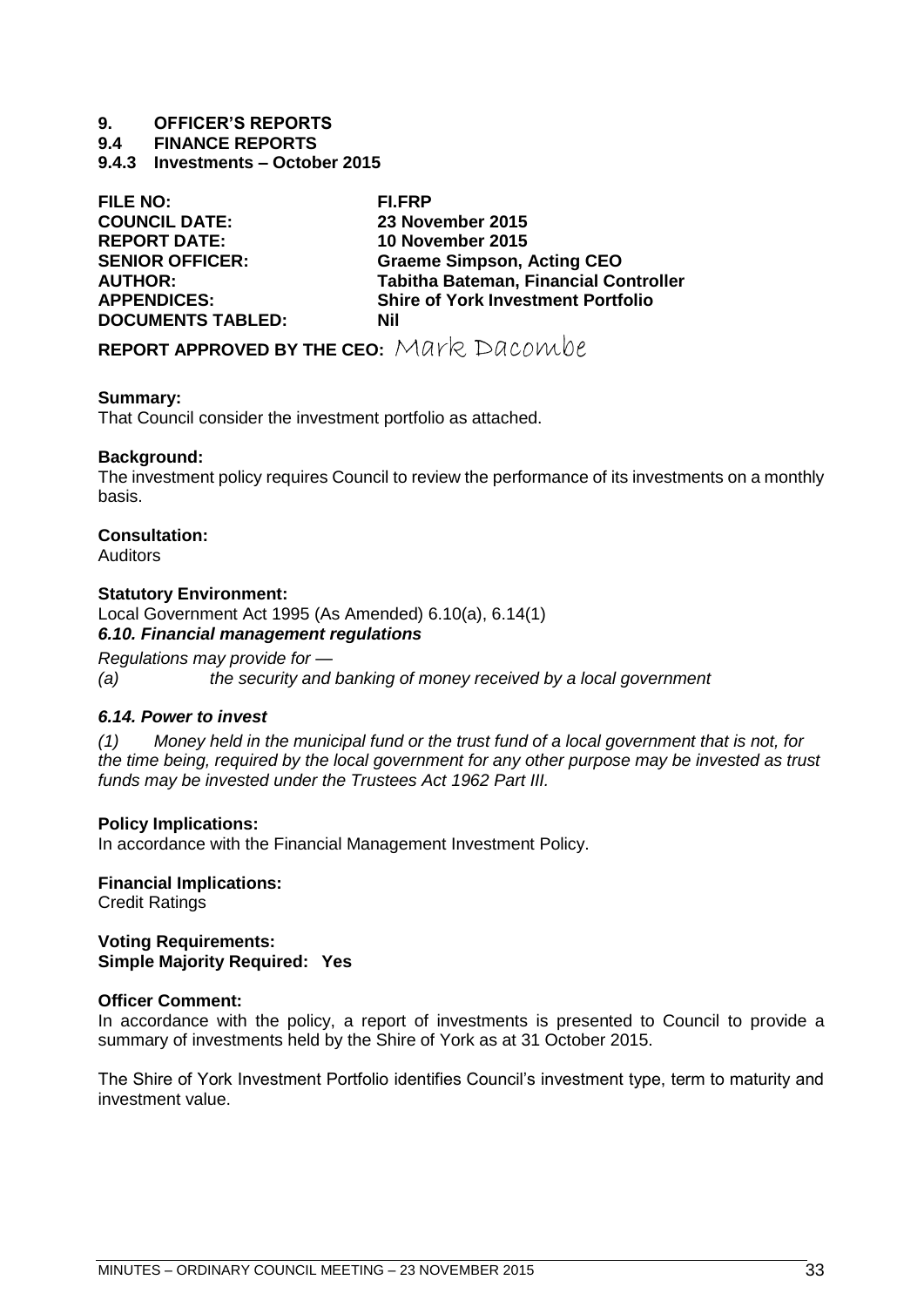# 9. OFFICER'S REPORTS

## 9.4 FINANCE REPORTS

### 9.4.3 Investments – October 2015

| | |
|---|---|
| **FILE NO:** | **FI.FRP** |
| **COUNCIL DATE:** | **23 November 2015** |
| **REPORT DATE:** | **10 November 2015** |
| **SENIOR OFFICER:** | **Graeme Simpson, Acting CEO** |
| **AUTHOR:** | **Tabitha Bateman, Financial Controller** |
| **APPENDICES:** | **Shire of York Investment Portfolio** |
| **DOCUMENTS TABLED:** | **Nil** |

**REPORT APPROVED BY THE CEO:** Mark Dacombe

**Summary:**
That Council consider the investment portfolio as attached.

**Background:**
The investment policy requires Council to review the performance of its investments on a monthly basis.

**Consultation:**
Auditors

**Statutory Environment:**
Local Government Act 1995 (As Amended) 6.10(a), 6.14(1)
***6.10. Financial management regulations***

*Regulations may provide for —*
*(a) the security and banking of money received by a local government*

***6.14. Power to invest***

*(1) Money held in the municipal fund or the trust fund of a local government that is not, for the time being, required by the local government for any other purpose may be invested as trust funds may be invested under the Trustees Act 1962 Part III.*

**Policy Implications:**
In accordance with the Financial Management Investment Policy.

**Financial Implications:**
Credit Ratings

**Voting Requirements:**
**Simple Majority Required: Yes**

**Officer Comment:**
In accordance with the policy, a report of investments is presented to Council to provide a summary of investments held by the Shire of York as at 31 October 2015.

The Shire of York Investment Portfolio identifies Council's investment type, term to maturity and investment value.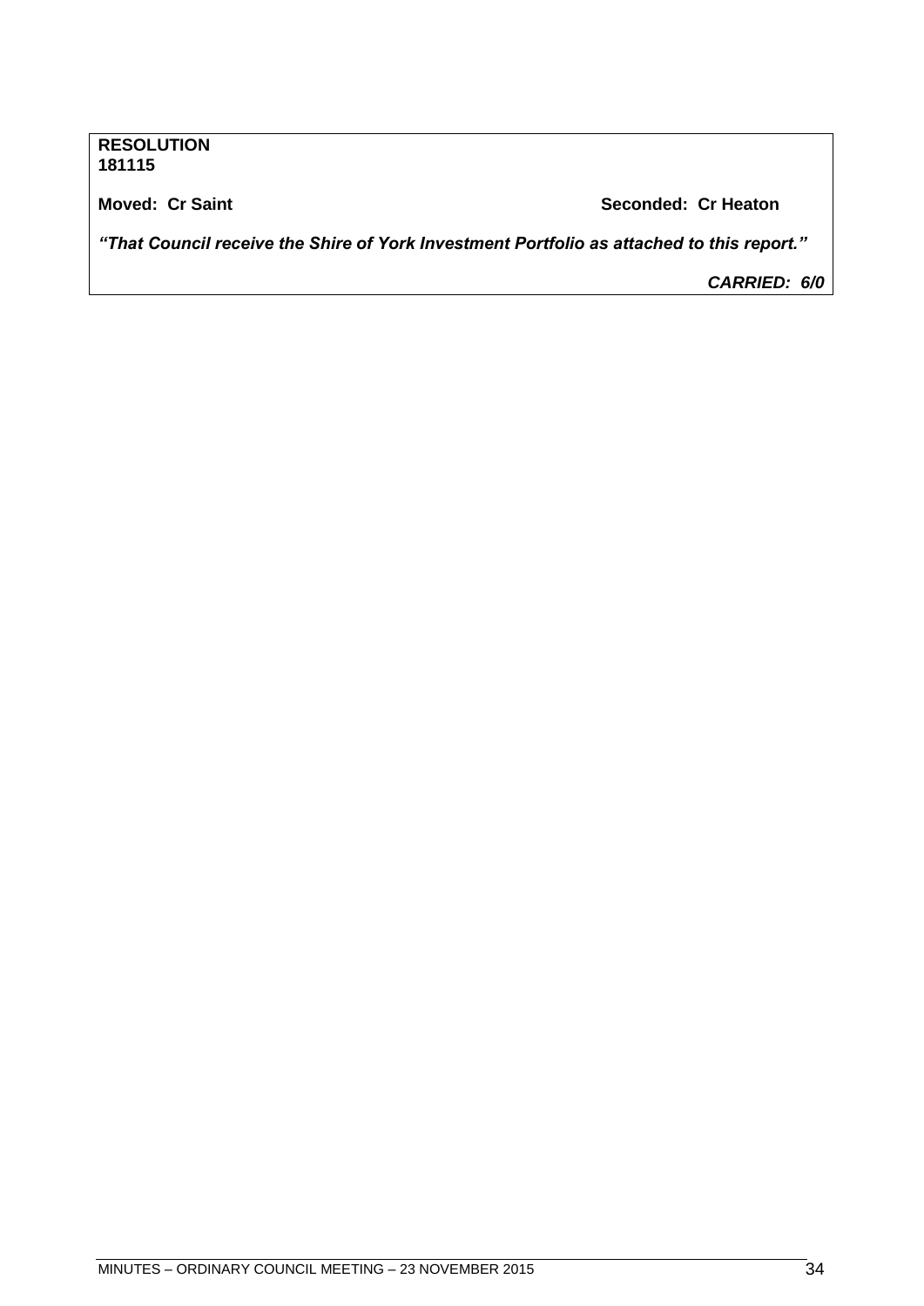**RESOLUTION**
**181115**

**Moved: Cr Saint** **Seconded: Cr Heaton**

***"That Council receive the Shire of York Investment Portfolio as attached to this report."***

***CARRIED: 6/0***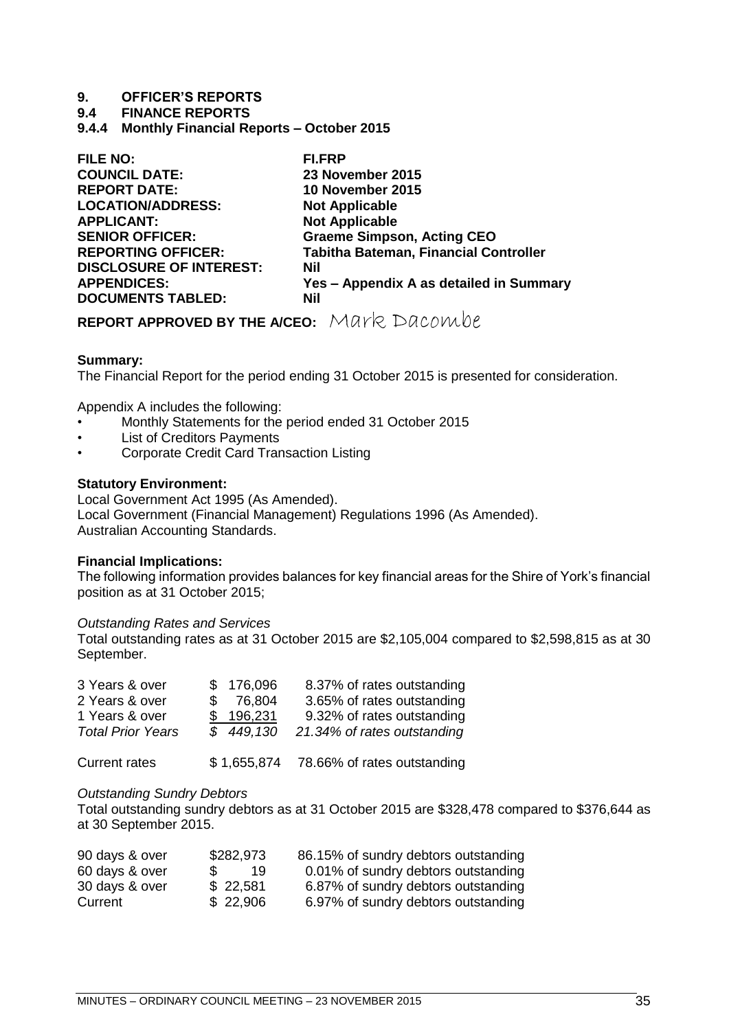# 9. OFFICER'S REPORTS

## 9.4 FINANCE REPORTS

### 9.4.4 Monthly Financial Reports – October 2015

| | |
|---|---|
| **FILE NO:** | **FI.FRP** |
| **COUNCIL DATE:** | **23 November 2015** |
| **REPORT DATE:** | **10 November 2015** |
| **LOCATION/ADDRESS:** | **Not Applicable** |
| **APPLICANT:** | **Not Applicable** |
| **SENIOR OFFICER:** | **Graeme Simpson, Acting CEO** |
| **REPORTING OFFICER:** | **Tabitha Bateman, Financial Controller** |
| **DISCLOSURE OF INTEREST:** | **Nil** |
| **APPENDICES:** | **Yes – Appendix A as detailed in Summary** |
| **DOCUMENTS TABLED:** | **Nil** |

**REPORT APPROVED BY THE A/CEO:** Mark Dacombe

**Summary:**
The Financial Report for the period ending 31 October 2015 is presented for consideration.

Appendix A includes the following:

- Monthly Statements for the period ended 31 October 2015
- List of Creditors Payments
- Corporate Credit Card Transaction Listing

**Statutory Environment:**
Local Government Act 1995 (As Amended).
Local Government (Financial Management) Regulations 1996 (As Amended).
Australian Accounting Standards.

**Financial Implications:**
The following information provides balances for key financial areas for the Shire of York's financial position as at 31 October 2015;

*Outstanding Rates and Services*
Total outstanding rates as at 31 October 2015 are $2,105,004 compared to $2,598,815 as at 30 September.

| | | |
|---|---|---|
| 3 Years & over | $ 176,096 | 8.37% of rates outstanding |
| 2 Years & over | $ 76,804 | 3.65% of rates outstanding |
| 1 Years & over | $ 196,231 | 9.32% of rates outstanding |
| *Total Prior Years* | *$ 449,130* | *21.34% of rates outstanding* |
| Current rates | $ 1,655,874 | 78.66% of rates outstanding |

*Outstanding Sundry Debtors*
Total outstanding sundry debtors as at 31 October 2015 are $328,478 compared to $376,644 as at 30 September 2015.

| | | |
|---|---|---|
| 90 days & over | $282,973 | 86.15% of sundry debtors outstanding |
| 60 days & over | $ 19 | 0.01% of sundry debtors outstanding |
| 30 days & over | $ 22,581 | 6.87% of sundry debtors outstanding |
| Current | $ 22,906 | 6.97% of sundry debtors outstanding |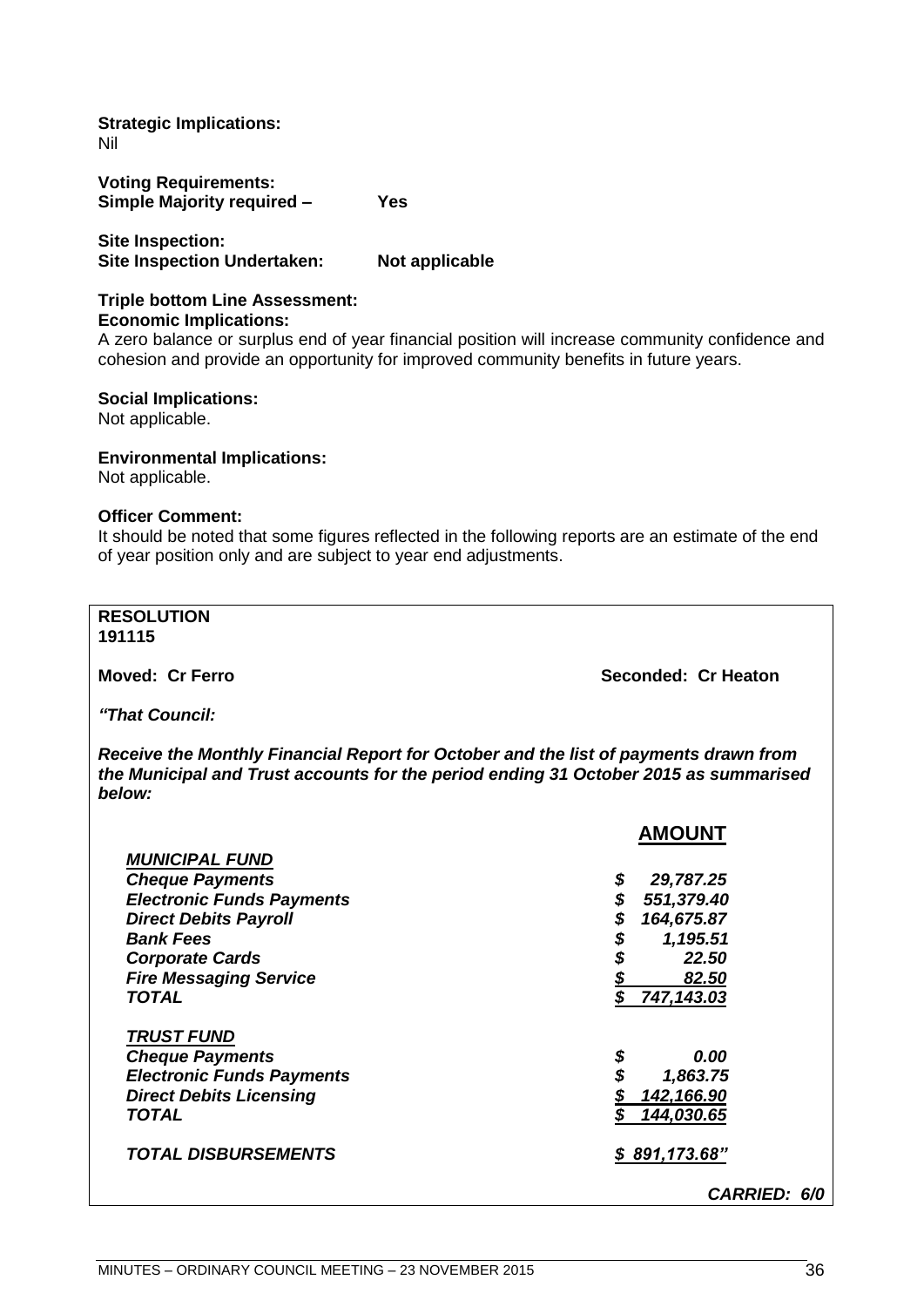**Strategic Implications:**
Nil

**Voting Requirements:**
**Simple Majority required – Yes**

**Site Inspection:**
**Site Inspection Undertaken: Not applicable**

**Triple bottom Line Assessment:**
**Economic Implications:**
A zero balance or surplus end of year financial position will increase community confidence and cohesion and provide an opportunity for improved community benefits in future years.

**Social Implications:**
Not applicable.

**Environmental Implications:**
Not applicable.

**Officer Comment:**
It should be noted that some figures reflected in the following reports are an estimate of the end of year position only and are subject to year end adjustments.

**RESOLUTION**
**191115**

**Moved: Cr Ferro** **Seconded: Cr Heaton**

***"That Council:***

***Receive the Monthly Financial Report for October and the list of payments drawn from the Municipal and Trust accounts for the period ending 31 October 2015 as summarised below:***

| | **AMOUNT** |
|---|---|
| ***MUNICIPAL FUND*** | |
| ***Cheque Payments*** | ***$ 29,787.25*** |
| ***Electronic Funds Payments*** | ***$ 551,379.40*** |
| ***Direct Debits Payroll*** | ***$ 164,675.87*** |
| ***Bank Fees*** | ***$ 1,195.51*** |
| ***Corporate Cards*** | ***$ 22.50*** |
| ***Fire Messaging Service*** | ***$ 82.50*** |
| ***TOTAL*** | ***$ 747,143.03*** |
| ***TRUST FUND*** | |
| ***Cheque Payments*** | ***$ 0.00*** |
| ***Electronic Funds Payments*** | ***$ 1,863.75*** |
| ***Direct Debits Licensing*** | ***$ 142,166.90*** |
| ***TOTAL*** | ***$ 144,030.65*** |
| ***TOTAL DISBURSEMENTS*** | ***$ 891,173.68"*** |

***CARRIED: 6/0***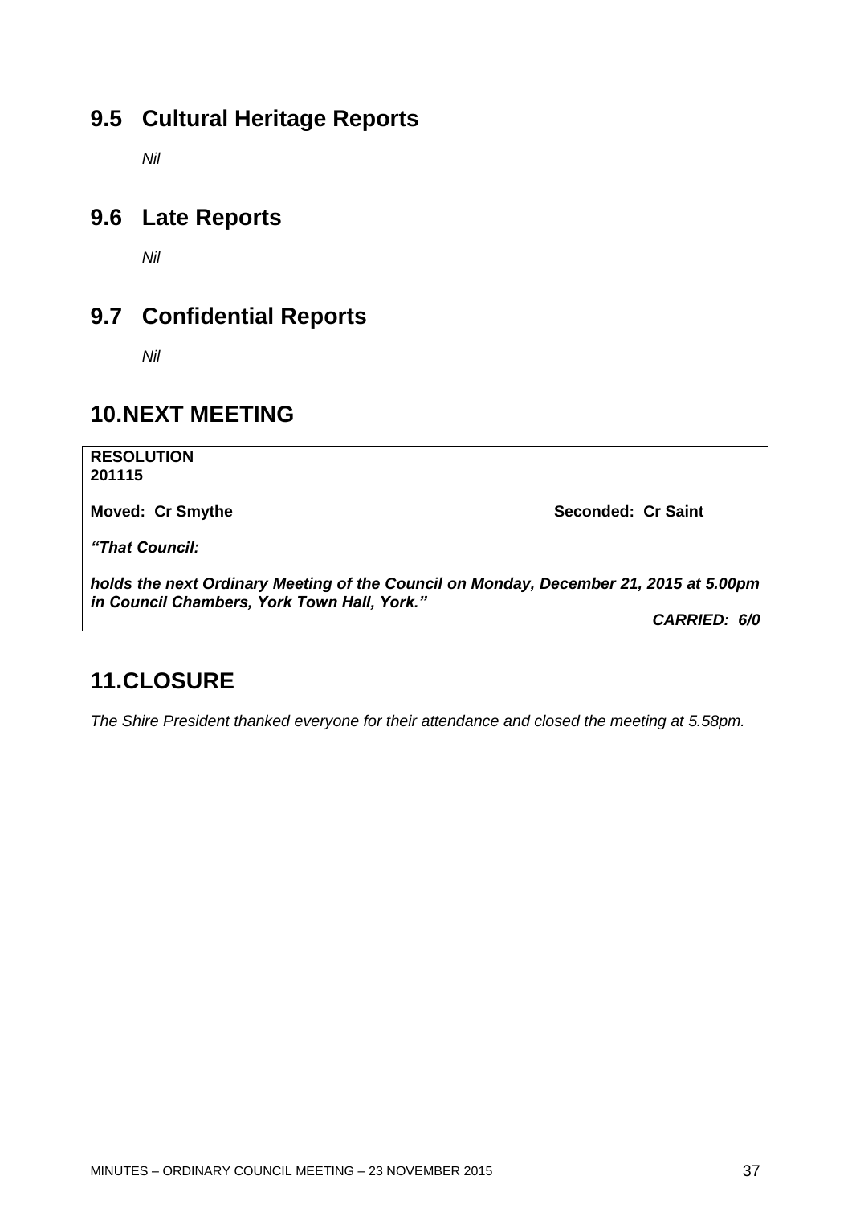## 9.5 Cultural Heritage Reports

*Nil*

## 9.6 Late Reports

*Nil*

## 9.7 Confidential Reports

*Nil*

# 10.NEXT MEETING

**RESOLUTION**
**201115**

**Moved: Cr Smythe** **Seconded: Cr Saint**

***"That Council:***

***holds the next Ordinary Meeting of the Council on Monday, December 21, 2015 at 5.00pm in Council Chambers, York Town Hall, York."***

***CARRIED: 6/0***

# 11.CLOSURE

*The Shire President thanked everyone for their attendance and closed the meeting at 5.58pm.*